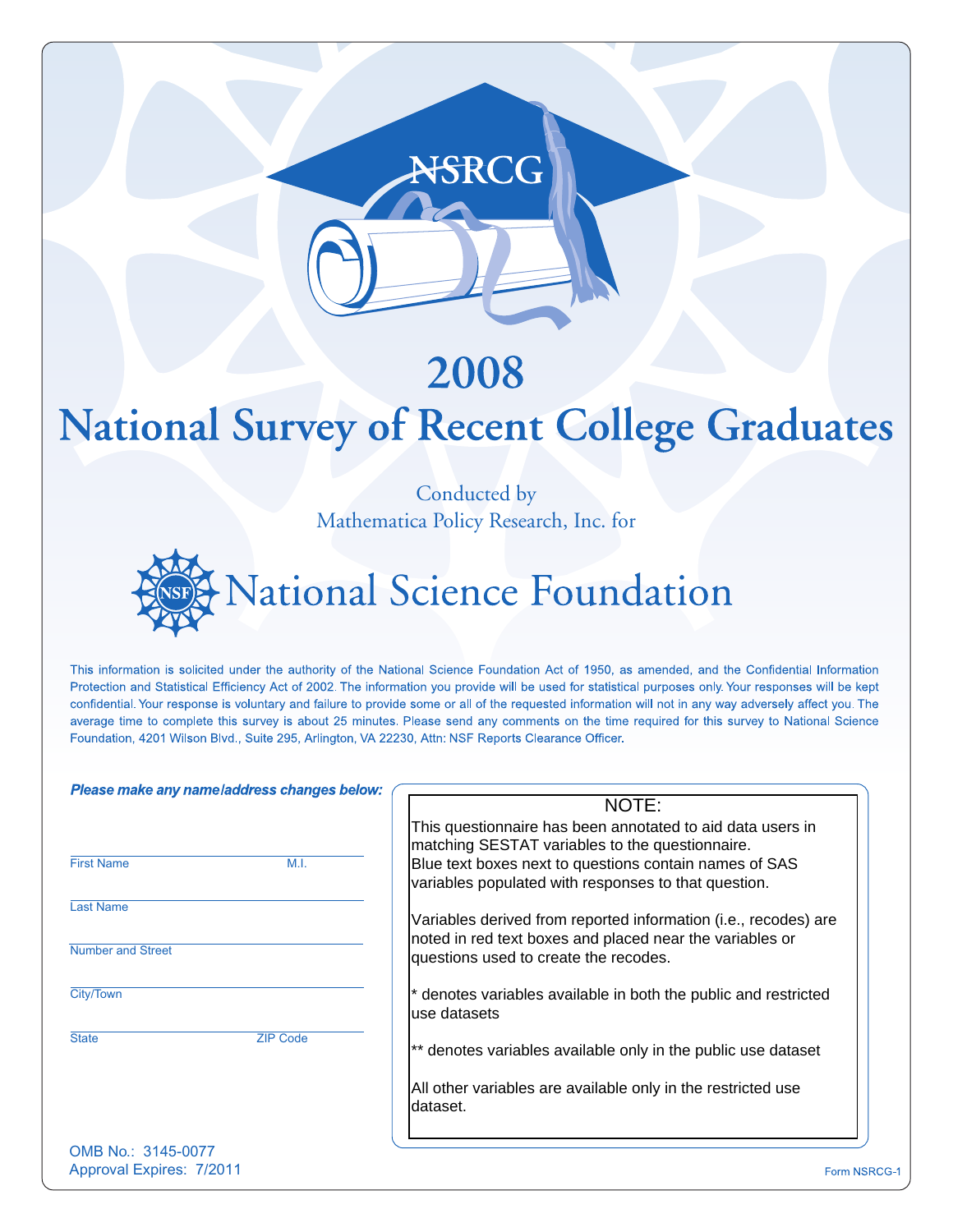NSRCG

# 2008

# National Survey of Recent College Graduates

Conducted by
Mathematica Policy Research, Inc. for

National Science Foundation

This information is solicited under the authority of the National Science Foundation Act of 1950, as amended, and the Confidential Information Protection and Statistical Efficiency Act of 2002. The information you provide will be used for statistical purposes only. Your responses will be kept confidential. Your response is voluntary and failure to provide some or all of the requested information will not in any way adversely affect you. The average time to complete this survey is about 25 minutes. Please send any comments on the time required for this survey to National Science Foundation, 4201 Wilson Blvd., Suite 295, Arlington, VA 22230, Attn: NSF Reports Clearance Officer.

***Please make any name/address changes below:***

First Name ____________ M.I. ____

Last Name ____________

Number and Street ____________

City/Town ____________

State ____________ ZIP Code ____________

NOTE:

This questionnaire has been annotated to aid data users in matching SESTAT variables to the questionnaire. Blue text boxes next to questions contain names of SAS variables populated with responses to that question.

Variables derived from reported information (i.e., recodes) are noted in red text boxes and placed near the variables or questions used to create the recodes.

* denotes variables available in both the public and restricted use datasets

** denotes variables available only in the public use dataset

All other variables are available only in the restricted use dataset.

OMB No.: 3145-0077
Approval Expires: 7/2011

Form NSRCG-1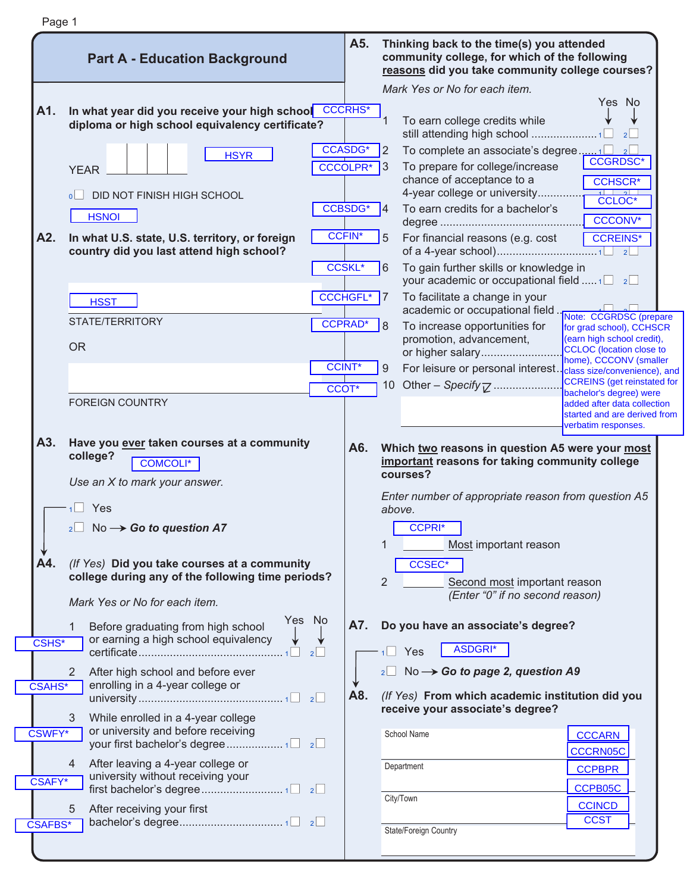## Part A - Education Background

**A1. In what year did you receive your high school diploma or high school equivalency certificate?** CCCRHS*

YEAR [ ] HSYR

0 ☐ DID NOT FINISH HIGH SCHOOL

HSNOI

**A2. In what U.S. state, U.S. territory, or foreign country did you last attend high school?**

HSST

STATE/TERRITORY

OR

FOREIGN COUNTRY

**A3. Have you *ever* taken courses at a community college?** COMCOLI*

*Use an X to mark your answer.*

1 ☐ Yes

2 ☐ No → ***Go to question A7***

**A4.** *(If Yes)* **Did you take courses at a community college during any of the following time periods?**

*Mark Yes or No for each item.*

| | | Yes | No |
|---|---|---|---|
| CSHS* | 1 Before graduating from high school or earning a high school equivalency certificate | 1 ☐ | 2 ☐ |
| CSAHS* | 2 After high school and before ever enrolling in a 4-year college or university | 1 ☐ | 2 ☐ |
| CSWFY* | 3 While enrolled in a 4-year college or university and before receiving your first bachelor's degree | 1 ☐ | 2 ☐ |
| CSAFY* | 4 After leaving a 4-year college or university without receiving your first bachelor's degree | 1 ☐ | 2 ☐ |
| CSAFBS* | 5 After receiving your first bachelor's degree | 1 ☐ | 2 ☐ |

**A5. Thinking back to the time(s) you attended community college, for which of the following reasons did you take community college courses?**

*Mark Yes or No for each item.*

| | | Yes | No |
|---|---|---|---|
| CCASDG* | 1 To earn college credits while still attending high school | 1 ☐ | 2 ☐ |
| CCASDG* | 2 To complete an associate's degree | 1 ☐ | 2 ☐ |
| CCCOLPR* | 3 To prepare for college/increase chance of acceptance to a 4-year college or university | 1 ☐ | 2 ☐ |
| CCBSDG* | 4 To earn credits for a bachelor's degree | 1 ☐ | 2 ☐ |
| CCFIN* | 5 For financial reasons (e.g. cost of a 4-year school) | 1 ☐ | 2 ☐ |
| CCSKL* | 6 To gain further skills or knowledge in your academic or occupational field | 1 ☐ | 2 ☐ |
| CCCHGFL* | 7 To facilitate a change in your academic or occupational field | 1 ☐ | 2 ☐ |
| CCPRAD* | 8 To increase opportunities for promotion, advancement, or higher salary | 1 ☐ | 2 ☐ |
| CCINT* | 9 For leisure or personal interest | 1 ☐ | 2 ☐ |
| CCOT* | 10 Other – *Specify* | 1 ☐ | 2 ☐ |

CCGRDSC* CCHSCR* CCLOC* CCCONV* CCREINS*

Note: CCGRDSC (prepare for grad school), CCHSCR (earn high school credit), CCLOC (location close to home), CCCONV (smaller class size/convenience), and CCREINS (get reinstated for bachelor's degree) were added after data collection started and are derived from verbatim responses.

**A6. Which two reasons in question A5 were your most important reasons for taking community college courses?**

*Enter number of appropriate reason from question A5 above.*

CCPRI*

1 ____ Most important reason

CCSEC*

2 ____ Second most important reason *(Enter "0" if no second reason)*

**A7. Do you have an associate's degree?**

1 ☐ Yes ASDGRI*

2 ☐ No → ***Go to page 2, question A9***

**A8.** *(If Yes)* **From which academic institution did you receive your associate's degree?**

School Name CCCARN CCCRN05C

Department CCPBPR CCPB05C

City/Town CCINCD

State/Foreign Country CCST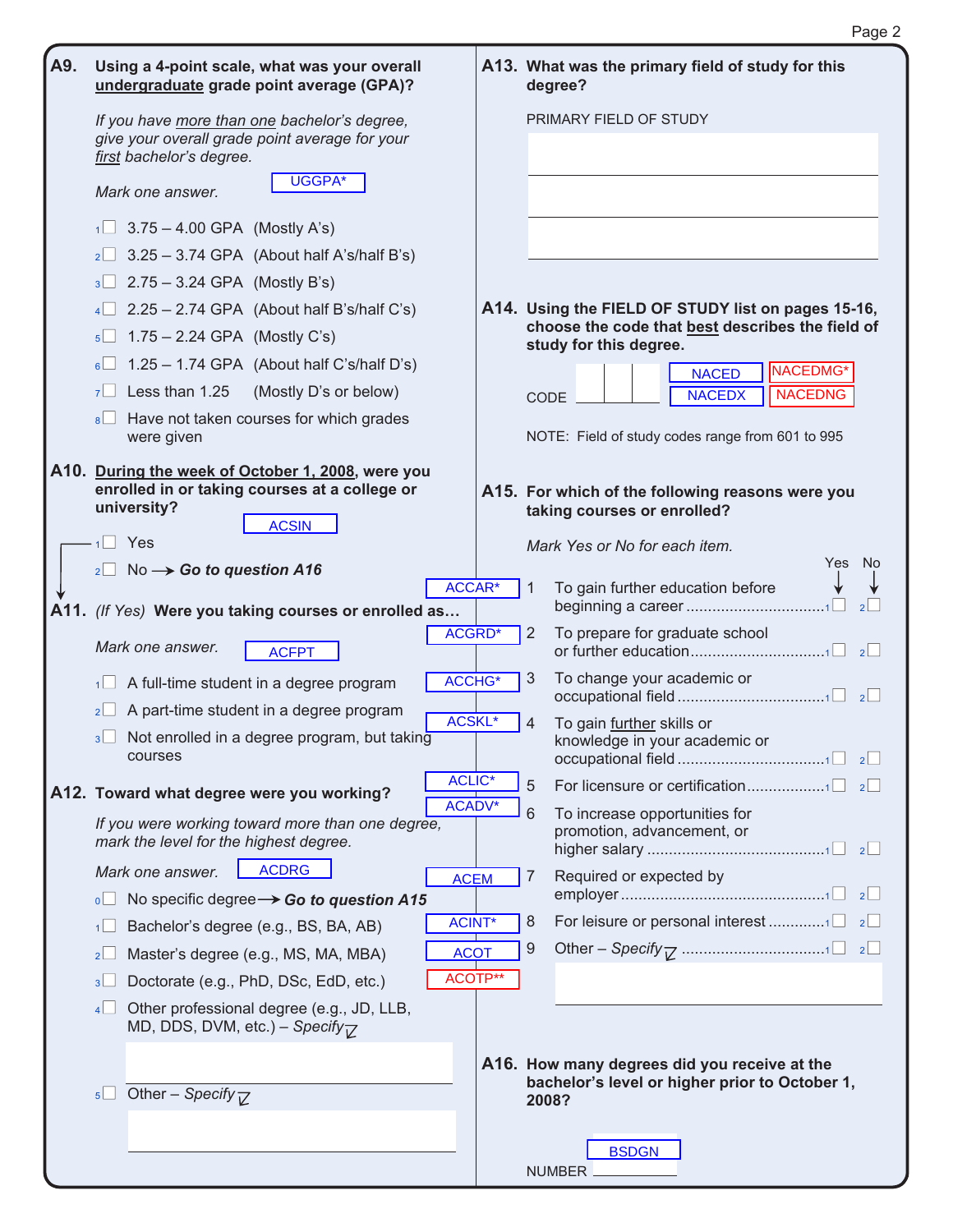**A9. Using a 4-point scale, what was your overall undergraduate grade point average (GPA)?**

*If you have more than one bachelor's degree, give your overall grade point average for your first bachelor's degree.*

*Mark one answer.* UGGPA*

1☐ 3.75 – 4.00 GPA (Mostly A's)
2☐ 3.25 – 3.74 GPA (About half A's/half B's)
3☐ 2.75 – 3.24 GPA (Mostly B's)
4☐ 2.25 – 2.74 GPA (About half B's/half C's)
5☐ 1.75 – 2.24 GPA (Mostly C's)
6☐ 1.25 – 1.74 GPA (About half C's/half D's)
7☐ Less than 1.25 (Mostly D's or below)
8☐ Have not taken courses for which grades were given

**A10. During the week of October 1, 2008, were you enrolled in or taking courses at a college or university?** ACSIN

1☐ Yes
2☐ No → ***Go to question A16***

**A11.** *(If Yes)* **Were you taking courses or enrolled as…**

*Mark one answer.* ACFPT

1☐ A full-time student in a degree program
2☐ A part-time student in a degree program
3☐ Not enrolled in a degree program, but taking courses

**A12. Toward what degree were you working?**

*If you were working toward more than one degree, mark the level for the highest degree.*

*Mark one answer.* ACDRG

0☐ No specific degree → ***Go to question A15***
1☐ Bachelor's degree (e.g., BS, BA, AB)
2☐ Master's degree (e.g., MS, MA, MBA)
3☐ Doctorate (e.g., PhD, DSc, EdD, etc.)
4☐ Other professional degree (e.g., JD, LLB, MD, DDS, DVM, etc.) – *Specify*

5☐ Other – *Specify*

**A13. What was the primary field of study for this degree?**

PRIMARY FIELD OF STUDY

**A14. Using the FIELD OF STUDY list on pages 15-16, choose the code that best describes the field of study for this degree.**

CODE ☐☐☐ NACED NACEDX NACEDMG* NACEDNG

NOTE: Field of study codes range from 601 to 995

**A15. For which of the following reasons were you taking courses or enrolled?**

*Mark Yes or No for each item.*

| | | | Yes | No |
|---|---|---|---|---|
| ACCAR* | 1 | To gain further education before beginning a career | 1☐ | 2☐ |
| ACGRD* | 2 | To prepare for graduate school or further education | 1☐ | 2☐ |
| ACCHG* | 3 | To change your academic or occupational field | 1☐ | 2☐ |
| ACSKL* | 4 | To gain further skills or knowledge in your academic or occupational field | 1☐ | 2☐ |
| ACLIC* | 5 | For licensure or certification | 1☐ | 2☐ |
| ACADV* | 6 | To increase opportunities for promotion, advancement, or higher salary | 1☐ | 2☐ |
| ACEM | 7 | Required or expected by employer | 1☐ | 2☐ |
| ACINT* | 8 | For leisure or personal interest | 1☐ | 2☐ |
| ACOT | 9 | Other – *Specify* | 1☐ | 2☐ |
| ACOTP** | | | | |

**A16. How many degrees did you receive at the bachelor's level or higher prior to October 1, 2008?**

BSDGN

NUMBER ______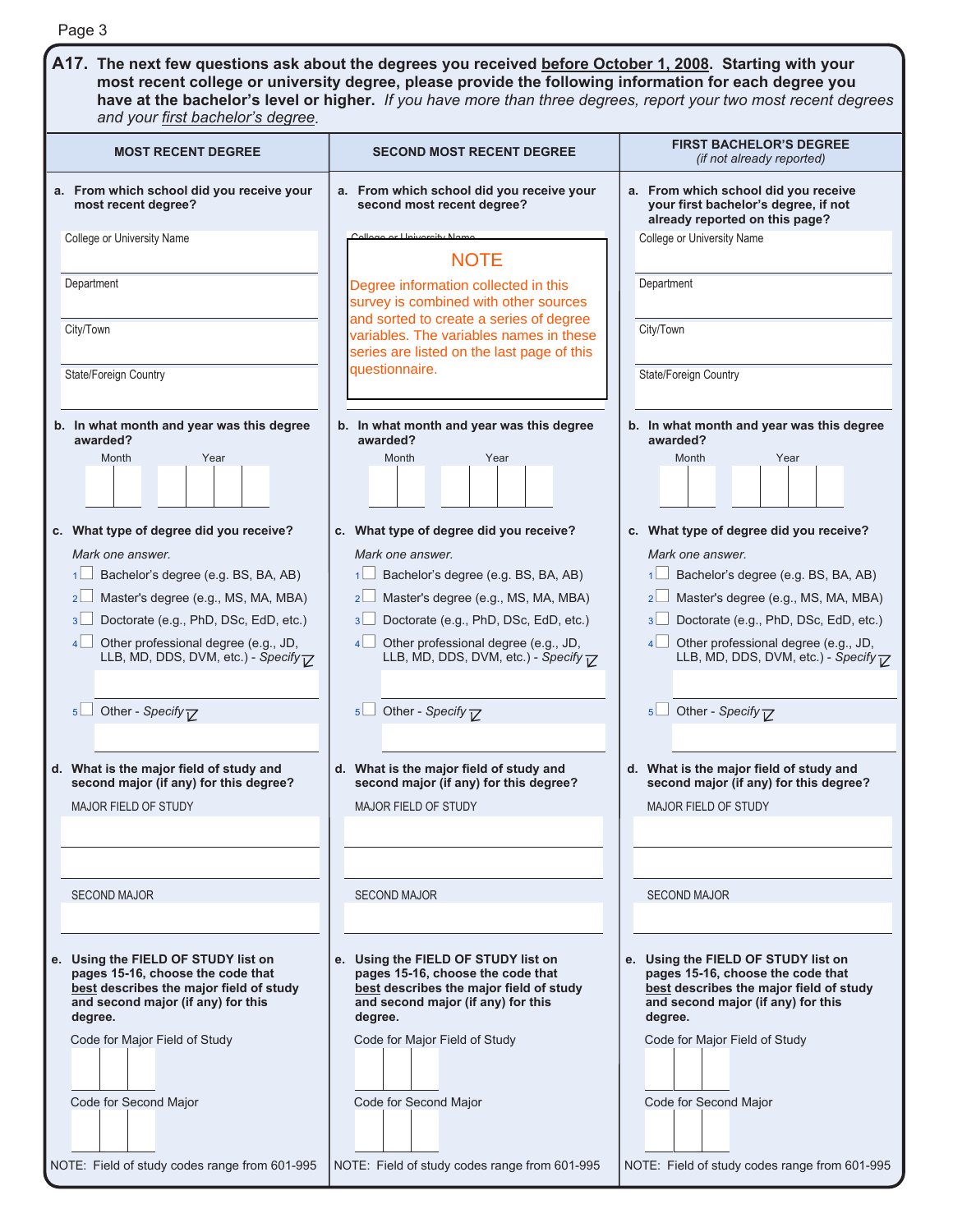**A17. The next few questions ask about the degrees you received before October 1, 2008. Starting with your most recent college or university degree, please provide the following information for each degree you have at the bachelor's level or higher.** *If you have more than three degrees, report your two most recent degrees and your first bachelor's degree.*

## MOST RECENT DEGREE

**a. From which school did you receive your most recent degree?**

College or University Name

Department

City/Town

State/Foreign Country

**b. In what month and year was this degree awarded?**

Month | Year

**c. What type of degree did you receive?**

*Mark one answer.*

1 ☐ Bachelor's degree (e.g. BS, BA, AB)
2 ☐ Master's degree (e.g., MS, MA, MBA)
3 ☐ Doctorate (e.g., PhD, DSc, EdD, etc.)
4 ☐ Other professional degree (e.g., JD, LLB, MD, DDS, DVM, etc.) - *Specify*
5 ☐ Other - *Specify*

**d. What is the major field of study and second major (if any) for this degree?**

MAJOR FIELD OF STUDY

SECOND MAJOR

**e. Using the FIELD OF STUDY list on pages 15-16, choose the code that best describes the major field of study and second major (if any) for this degree.**

Code for Major Field of Study

Code for Second Major

NOTE: Field of study codes range from 601-995

## SECOND MOST RECENT DEGREE

**a. From which school did you receive your second most recent degree?**

College or University Name

NOTE

Degree information collected in this survey is combined with other sources and sorted to create a series of degree variables. The variables names in these series are listed on the last page of this questionnaire.

**b. In what month and year was this degree awarded?**

Month | Year

**c. What type of degree did you receive?**

*Mark one answer.*

1 ☐ Bachelor's degree (e.g. BS, BA, AB)
2 ☐ Master's degree (e.g., MS, MA, MBA)
3 ☐ Doctorate (e.g., PhD, DSc, EdD, etc.)
4 ☐ Other professional degree (e.g., JD, LLB, MD, DDS, DVM, etc.) - *Specify*
5 ☐ Other - *Specify*

**d. What is the major field of study and second major (if any) for this degree?**

MAJOR FIELD OF STUDY

SECOND MAJOR

**e. Using the FIELD OF STUDY list on pages 15-16, choose the code that best describes the major field of study and second major (if any) for this degree.**

Code for Major Field of Study

Code for Second Major

NOTE: Field of study codes range from 601-995

## FIRST BACHELOR'S DEGREE
*(if not already reported)*

**a. From which school did you receive your first bachelor's degree, if not already reported on this page?**

College or University Name

Department

City/Town

State/Foreign Country

**b. In what month and year was this degree awarded?**

Month | Year

**c. What type of degree did you receive?**

*Mark one answer.*

1 ☐ Bachelor's degree (e.g. BS, BA, AB)
2 ☐ Master's degree (e.g., MS, MA, MBA)
3 ☐ Doctorate (e.g., PhD, DSc, EdD, etc.)
4 ☐ Other professional degree (e.g., JD, LLB, MD, DDS, DVM, etc.) - *Specify*
5 ☐ Other - *Specify*

**d. What is the major field of study and second major (if any) for this degree?**

MAJOR FIELD OF STUDY

SECOND MAJOR

**e. Using the FIELD OF STUDY list on pages 15-16, choose the code that best describes the major field of study and second major (if any) for this degree.**

Code for Major Field of Study

Code for Second Major

NOTE: Field of study codes range from 601-995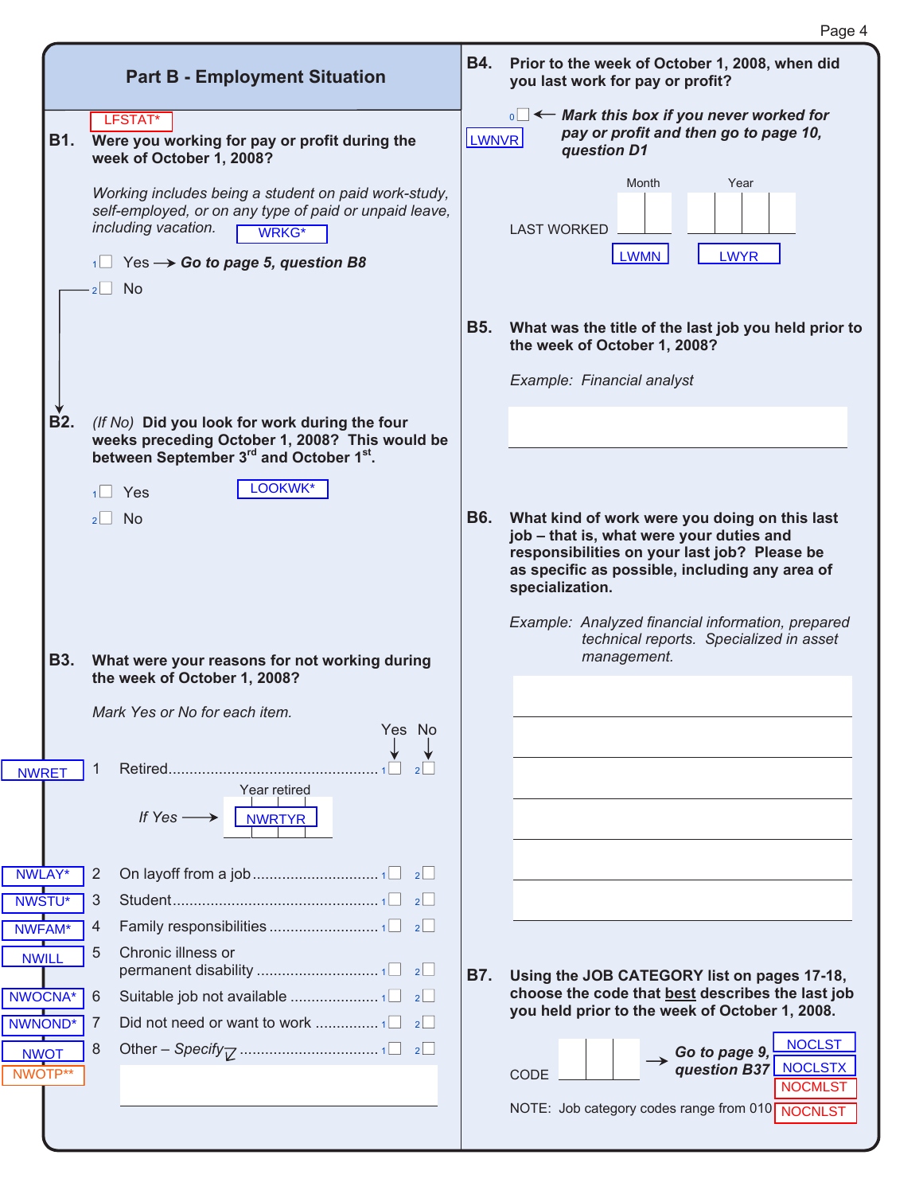## Part B - Employment Situation

LFSTAT*

**B1. Were you working for pay or profit during the week of October 1, 2008?**

*Working includes being a student on paid work-study, self-employed, or on any type of paid or unpaid leave, including vacation.* WRKG*

1☐ Yes → ***Go to page 5, question B8***

2☐ No

**B2.** *(If No)* **Did you look for work during the four weeks preceding October 1, 2008? This would be between September 3rd and October 1st.**

LOOKWK*

1☐ Yes

2☐ No

**B3. What were your reasons for not working during the week of October 1, 2008?**

*Mark Yes or No for each item.*

| Variable | | Reason | Yes | No |
|---|---|---|---|---|
| NWRET | 1 | Retired | 1☐ | 2☐ |
| | | *If Yes* → Year retired (NWRTYR) | | |
| NWLAY* | 2 | On layoff from a job | 1☐ | 2☐ |
| NWSTU* | 3 | Student | 1☐ | 2☐ |
| NWFAM* | 4 | Family responsibilities | 1☐ | 2☐ |
| NWILL | 5 | Chronic illness or permanent disability | 1☐ | 2☐ |
| NWOCNA* | 6 | Suitable job not available | 1☐ | 2☐ |
| NWNOND* | 7 | Did not need or want to work | 1☐ | 2☐ |
| NWOT | 8 | Other – *Specify* | 1☐ | 2☐ |

NWOTP**

**B4. Prior to the week of October 1, 2008, when did you last work for pay or profit?**

0☐ ← ***Mark this box if you never worked for pay or profit and then go to page 10, question D1*** LWNVR

LAST WORKED Month (LWMN) Year (LWYR)

**B5. What was the title of the last job you held prior to the week of October 1, 2008?**

*Example: Financial analyst*

**B6. What kind of work were you doing on this last job – that is, what were your duties and responsibilities on your last job? Please be as specific as possible, including any area of specialization.**

*Example: Analyzed financial information, prepared technical reports. Specialized in asset management.*

**B7. Using the JOB CATEGORY list on pages 17-18, choose the code that best describes the last job you held prior to the week of October 1, 2008.**

CODE → ***Go to page 9, question B37***

NOCLST NOCLSTX NOCMLST NOCNLST

NOTE: Job category codes range from 010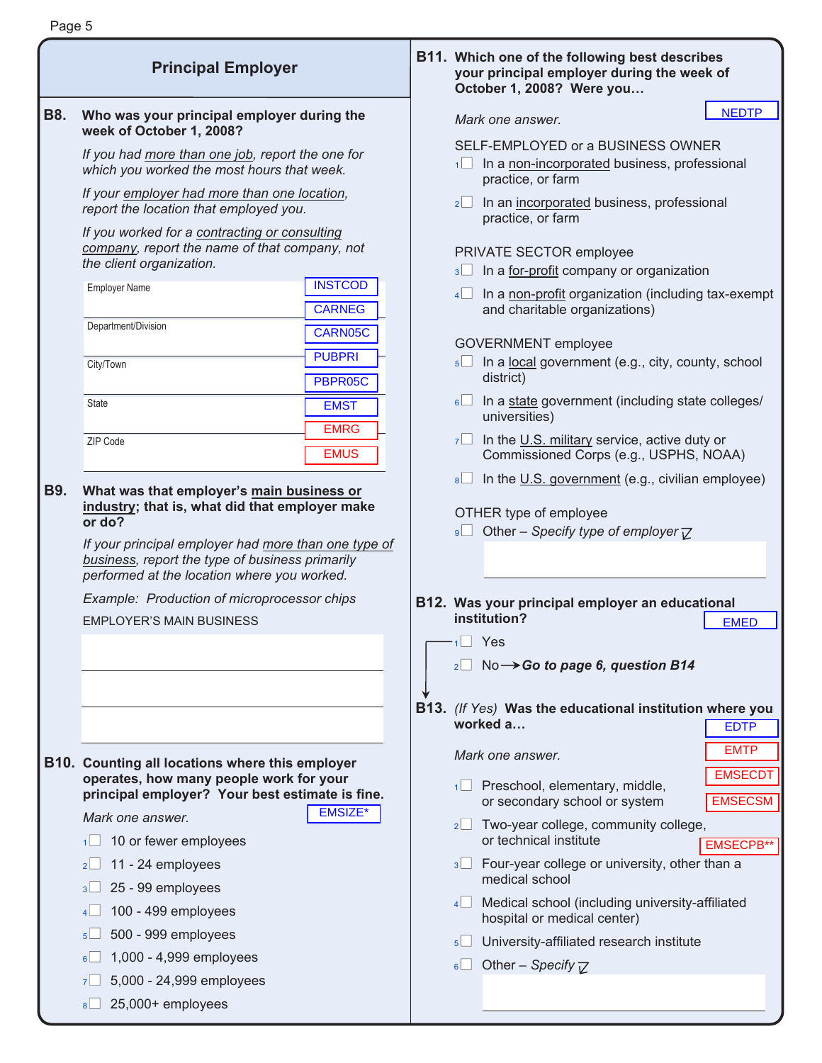## Principal Employer

**B8. Who was your principal employer during the week of October 1, 2008?**

*If you had more than one job, report the one for which you worked the most hours that week.*

*If your employer had more than one location, report the location that employed you.*

*If you worked for a contracting or consulting company, report the name of that company, not the client organization.*

| | |
|---|---|
| Employer Name | INSTCOD, CARNEG |
| Department/Division | CARN05C, PUBPRI |
| City/Town | PBPR05C |
| State | EMST, EMRG |
| ZIP Code | EMUS |

**B9. What was that employer's main business or industry; that is, what did that employer make or do?**

*If your principal employer had more than one type of business, report the type of business primarily performed at the location where you worked.*

*Example: Production of microprocessor chips*

EMPLOYER'S MAIN BUSINESS

**B10. Counting all locations where this employer operates, how many people work for your principal employer? Your best estimate is fine.**

*Mark one answer.* EMSIZE*

1 ☐ 10 or fewer employees
2 ☐ 11 - 24 employees
3 ☐ 25 - 99 employees
4 ☐ 100 - 499 employees
5 ☐ 500 - 999 employees
6 ☐ 1,000 - 4,999 employees
7 ☐ 5,000 - 24,999 employees
8 ☐ 25,000+ employees

**B11. Which one of the following best describes your principal employer during the week of October 1, 2008? Were you…**

*Mark one answer.* NEDTP

SELF-EMPLOYED or a BUSINESS OWNER

1 ☐ In a non-incorporated business, professional practice, or farm
2 ☐ In an incorporated business, professional practice, or farm

PRIVATE SECTOR employee

3 ☐ In a for-profit company or organization
4 ☐ In a non-profit organization (including tax-exempt and charitable organizations)

GOVERNMENT employee

5 ☐ In a local government (e.g., city, county, school district)
6 ☐ In a state government (including state colleges/universities)
7 ☐ In the U.S. military service, active duty or Commissioned Corps (e.g., USPHS, NOAA)
8 ☐ In the U.S. government (e.g., civilian employee)

OTHER type of employee

9 ☐ Other – *Specify type of employer*

**B12. Was your principal employer an educational institution?** EMED

1 ☐ Yes
2 ☐ No → ***Go to page 6, question B14***

**B13.** *(If Yes)* **Was the educational institution where you worked a…**

EDTP, EMTP, EMSECDT, EMSECSM, EMSECPB**

*Mark one answer.*

1 ☐ Preschool, elementary, middle, or secondary school or system
2 ☐ Two-year college, community college, or technical institute
3 ☐ Four-year college or university, other than a medical school
4 ☐ Medical school (including university-affiliated hospital or medical center)
5 ☐ University-affiliated research institute
6 ☐ Other – *Specify*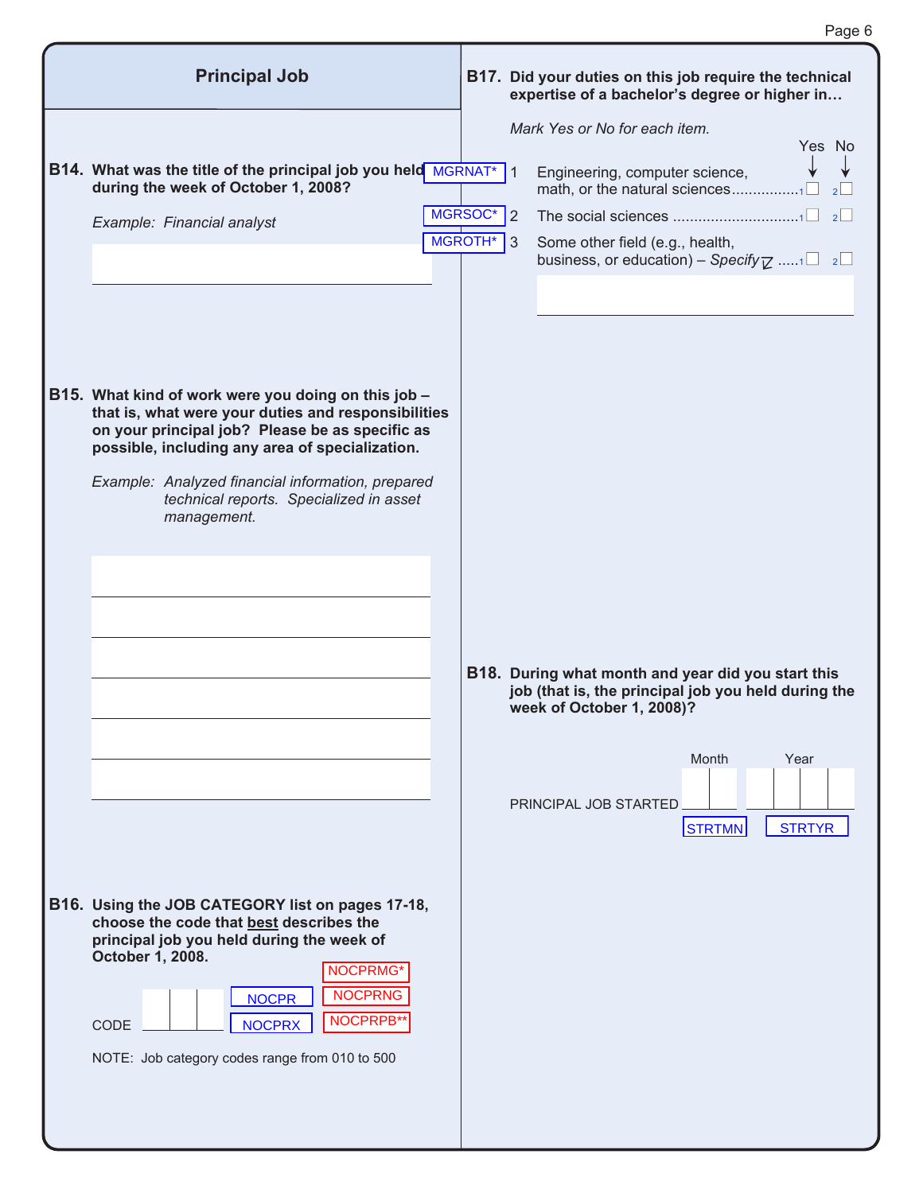## Principal Job

**B14. What was the title of the principal job you held during the week of October 1, 2008?**

*Example: Financial analyst*

\_\_\_\_\_\_\_\_\_\_\_\_\_\_\_\_\_\_\_\_\_\_\_\_\_\_\_\_\_\_\_\_

**B15. What kind of work were you doing on this job – that is, what were your duties and responsibilities on your principal job? Please be as specific as possible, including any area of specialization.**

*Example: Analyzed financial information, prepared technical reports. Specialized in asset management.*

\_\_\_\_\_\_\_\_\_\_\_\_\_\_\_\_\_\_\_\_\_\_\_\_\_\_\_\_\_\_\_\_

\_\_\_\_\_\_\_\_\_\_\_\_\_\_\_\_\_\_\_\_\_\_\_\_\_\_\_\_\_\_\_\_

\_\_\_\_\_\_\_\_\_\_\_\_\_\_\_\_\_\_\_\_\_\_\_\_\_\_\_\_\_\_\_\_

\_\_\_\_\_\_\_\_\_\_\_\_\_\_\_\_\_\_\_\_\_\_\_\_\_\_\_\_\_\_\_\_

\_\_\_\_\_\_\_\_\_\_\_\_\_\_\_\_\_\_\_\_\_\_\_\_\_\_\_\_\_\_\_\_

\_\_\_\_\_\_\_\_\_\_\_\_\_\_\_\_\_\_\_\_\_\_\_\_\_\_\_\_\_\_\_\_

**B16. Using the JOB CATEGORY list on pages 17-18, choose the code that best describes the principal job you held during the week of October 1, 2008.**

CODE ☐☐☐ NOCPR NOCPRX NOCPRMG* NOCPRNG NOCPRPB**

NOTE: Job category codes range from 010 to 500

**B17. Did your duties on this job require the technical expertise of a bachelor's degree or higher in…**

*Mark Yes or No for each item.*

| | | Yes | No |
|---|---|---|---|
| MGRNAT* | 1 Engineering, computer science, math, or the natural sciences | 1 ☐ | 2 ☐ |
| MGRSOC* | 2 The social sciences | 1 ☐ | 2 ☐ |
| MGROTH* | 3 Some other field (e.g., health, business, or education) – *Specify* | 1 ☐ | 2 ☐ |

\_\_\_\_\_\_\_\_\_\_\_\_\_\_\_\_\_\_\_\_\_\_\_\_\_\_\_\_\_\_\_\_

**B18. During what month and year did you start this job (that is, the principal job you held during the week of October 1, 2008)?**

| | Month | Year |
|---|---|---|
| PRINCIPAL JOB STARTED | ☐☐ | ☐☐☐☐ |
| | STRTMN | STRTYR |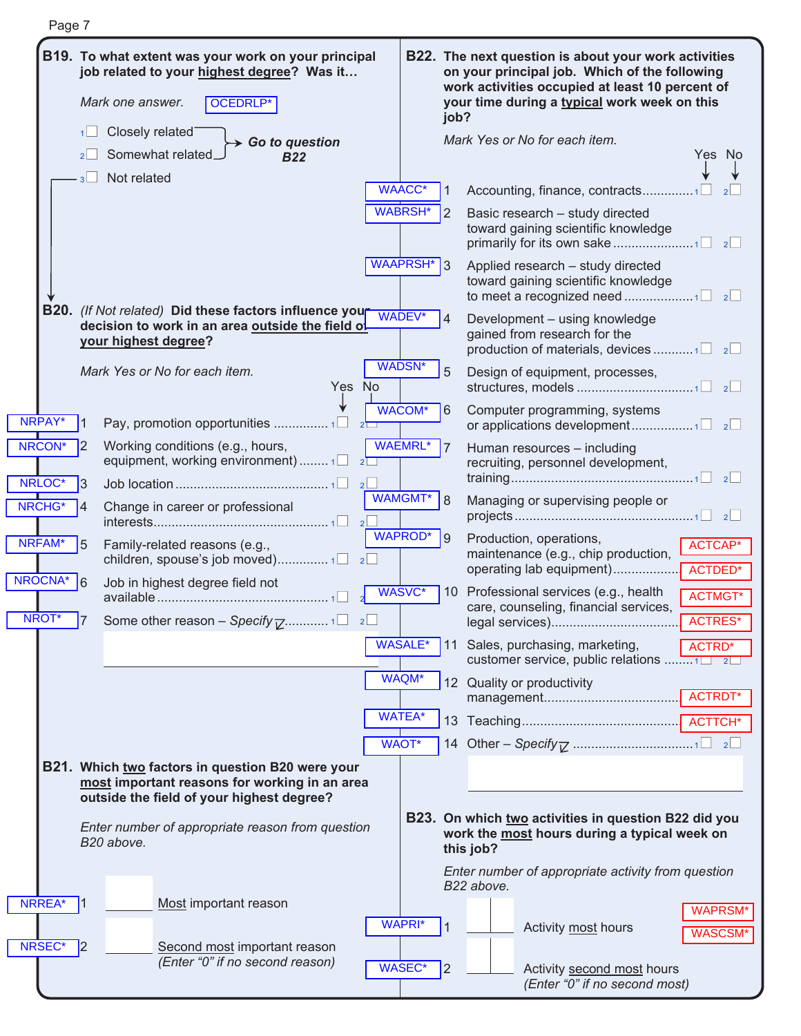**B19. To what extent was your work on your principal job related to your highest degree? Was it…**

*Mark one answer.* OCEDRLP*

1 ☐ Closely related → *Go to question B22*

2 ☐ Somewhat related → *Go to question B22*

3 ☐ Not related

**B20.** *(If Not related)* **Did these factors influence your decision to work in an area outside the field of your highest degree?**

*Mark Yes or No for each item.*

| Variable | | Item | Yes | No |
|---|---|---|---|---|
| NRPAY* | 1 | Pay, promotion opportunities | 1 ☐ | 2 ☐ |
| NRCON* | 2 | Working conditions (e.g., hours, equipment, working environment) | 1 ☐ | 2 ☐ |
| NRLOC* | 3 | Job location | 1 ☐ | 2 ☐ |
| NRCHG* | 4 | Change in career or professional interests | 1 ☐ | 2 ☐ |
| NRFAM* | 5 | Family-related reasons (e.g., children, spouse's job moved) | 1 ☐ | 2 ☐ |
| NROCNA* | 6 | Job in highest degree field not available | 1 ☐ | 2 ☐ |
| NROT* | 7 | Some other reason – *Specify* | 1 ☐ | 2 ☐ |

**B21. Which two factors in question B20 were your most important reasons for working in an area outside the field of your highest degree?**

*Enter number of appropriate reason from question B20 above.*

NRREA* 1 ☐ Most important reason

NRSEC* 2 ☐ Second most important reason *(Enter "0" if no second reason)*

**B22. The next question is about your work activities on your principal job. Which of the following work activities occupied at least 10 percent of your time during a typical work week on this job?**

*Mark Yes or No for each item.*

| Variable | | Item | Yes | No |
|---|---|---|---|---|
| WAACC* | 1 | Accounting, finance, contracts | 1 ☐ | 2 ☐ |
| WABRSH* | 2 | Basic research – study directed toward gaining scientific knowledge primarily for its own sake | 1 ☐ | 2 ☐ |
| WAAPRSH* | 3 | Applied research – study directed toward gaining scientific knowledge to meet a recognized need | 1 ☐ | 2 ☐ |
| WADEV* | 4 | Development – using knowledge gained from research for the production of materials, devices | 1 ☐ | 2 ☐ |
| WADSN* | 5 | Design of equipment, processes, structures, models | 1 ☐ | 2 ☐ |
| WACOM* | 6 | Computer programming, systems or applications development | 1 ☐ | 2 ☐ |
| WAEMRL* | 7 | Human resources – including recruiting, personnel development, training | 1 ☐ | 2 ☐ |
| WAMGMT* | 8 | Managing or supervising people or projects | 1 ☐ | 2 ☐ |
| WAPROD* | 9 | Production, operations, maintenance (e.g., chip production, operating lab equipment) | 1 ☐ | 2 ☐ |
| WASVC* | 10 | Professional services (e.g., health care, counseling, financial services, legal services) | 1 ☐ | 2 ☐ |
| WASALE* | 11 | Sales, purchasing, marketing, customer service, public relations | 1 ☐ | 2 ☐ |
| WAQM* | 12 | Quality or productivity management | 1 ☐ | 2 ☐ |
| WATEA* | 13 | Teaching | 1 ☐ | 2 ☐ |
| WAOT* | 14 | Other – *Specify* | 1 ☐ | 2 ☐ |

ACTCAP* ACTDED* ACTMGT* ACTRES* ACTRD* ACTRDT* ACTTCH*

**B23. On which two activities in question B22 did you work the most hours during a typical week on this job?**

*Enter number of appropriate activity from question B22 above.*

WAPRI* 1 ☐☐ Activity most hours

WASEC* 2 ☐☐ Activity second most hours *(Enter "0" if no second most)*

WAPRSM* WASCSM*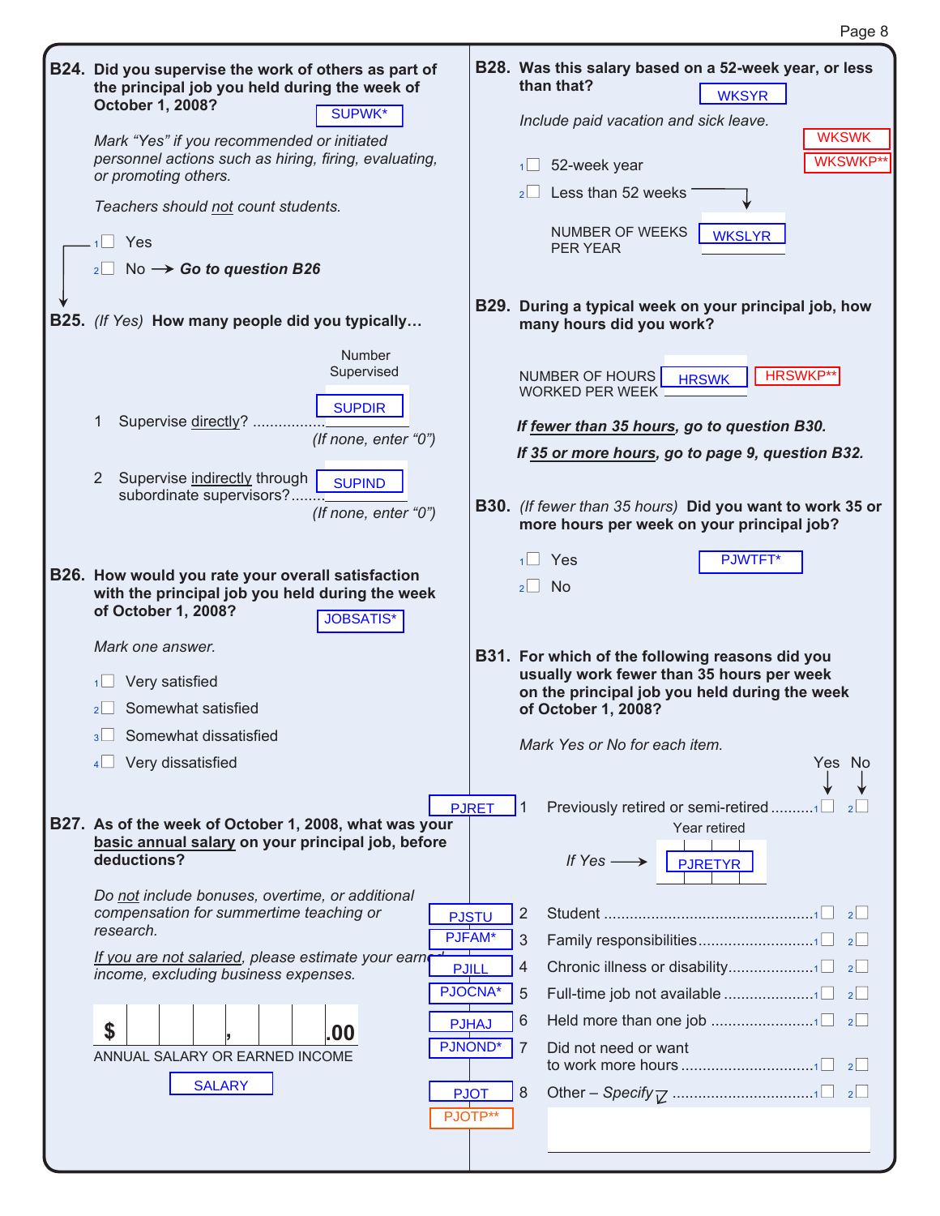**B24. Did you supervise the work of others as part of the principal job you held during the week of October 1, 2008?**

SUPWK*

*Mark "Yes" if you recommended or initiated personnel actions such as hiring, firing, evaluating, or promoting others.*

*Teachers should not count students.*

1 ☐ Yes

2 ☐ No → ***Go to question B26***

**B25.** *(If Yes)* **How many people did you typically…**

Number Supervised

1 Supervise directly? ................ SUPDIR *(If none, enter "0")*

2 Supervise indirectly through subordinate supervisors?........ SUPIND *(If none, enter "0")*

**B26. How would you rate your overall satisfaction with the principal job you held during the week of October 1, 2008?**

JOBSATIS*

*Mark one answer.*

1 ☐ Very satisfied

2 ☐ Somewhat satisfied

3 ☐ Somewhat dissatisfied

4 ☐ Very dissatisfied

**B27. As of the week of October 1, 2008, what was your basic annual salary on your principal job, before deductions?**

*Do not include bonuses, overtime, or additional compensation for summertime teaching or research.*

*If you are not salaried, please estimate your earned income, excluding business expenses.*

$ ___ ___ ___ , ___ ___ ___ .00

ANNUAL SALARY OR EARNED INCOME

SALARY

**B28. Was this salary based on a 52-week year, or less than that?**

WKSYR

*Include paid vacation and sick leave.*

WKSWK

WKSWKP**

1 ☐ 52-week year

2 ☐ Less than 52 weeks →

NUMBER OF WEEKS PER YEAR WKSLYR

**B29. During a typical week on your principal job, how many hours did you work?**

NUMBER OF HOURS WORKED PER WEEK HRSWK HRSWKP**

***If fewer than 35 hours, go to question B30.***

***If 35 or more hours, go to page 9, question B32.***

**B30.** *(If fewer than 35 hours)* **Did you want to work 35 or more hours per week on your principal job?**

PJWTFT*

1 ☐ Yes

2 ☐ No

**B31. For which of the following reasons did you usually work fewer than 35 hours per week on the principal job you held during the week of October 1, 2008?**

*Mark Yes or No for each item.*

| | | | Yes | No |
|---|---|---|---|---|
| PJRET | 1 | Previously retired or semi-retired .......... | 1 ☐ | 2 ☐ |
| | | *If Yes* → Year retired PJRETYR | | |
| PJSTU | 2 | Student ................................................ | 1 ☐ | 2 ☐ |
| PJFAM* | 3 | Family responsibilities.......................... | 1 ☐ | 2 ☐ |
| PJILL | 4 | Chronic illness or disability.................... | 1 ☐ | 2 ☐ |
| PJOCNA* | 5 | Full-time job not available ..................... | 1 ☐ | 2 ☐ |
| PJHAJ | 6 | Held more than one job ........................ | 1 ☐ | 2 ☐ |
| PJNOND* | 7 | Did not need or want to work more hours ............................... | 1 ☐ | 2 ☐ |
| PJOT | 8 | Other – *Specify* ↓ ................................ | 1 ☐ | 2 ☐ |
| PJOTP** | | | | |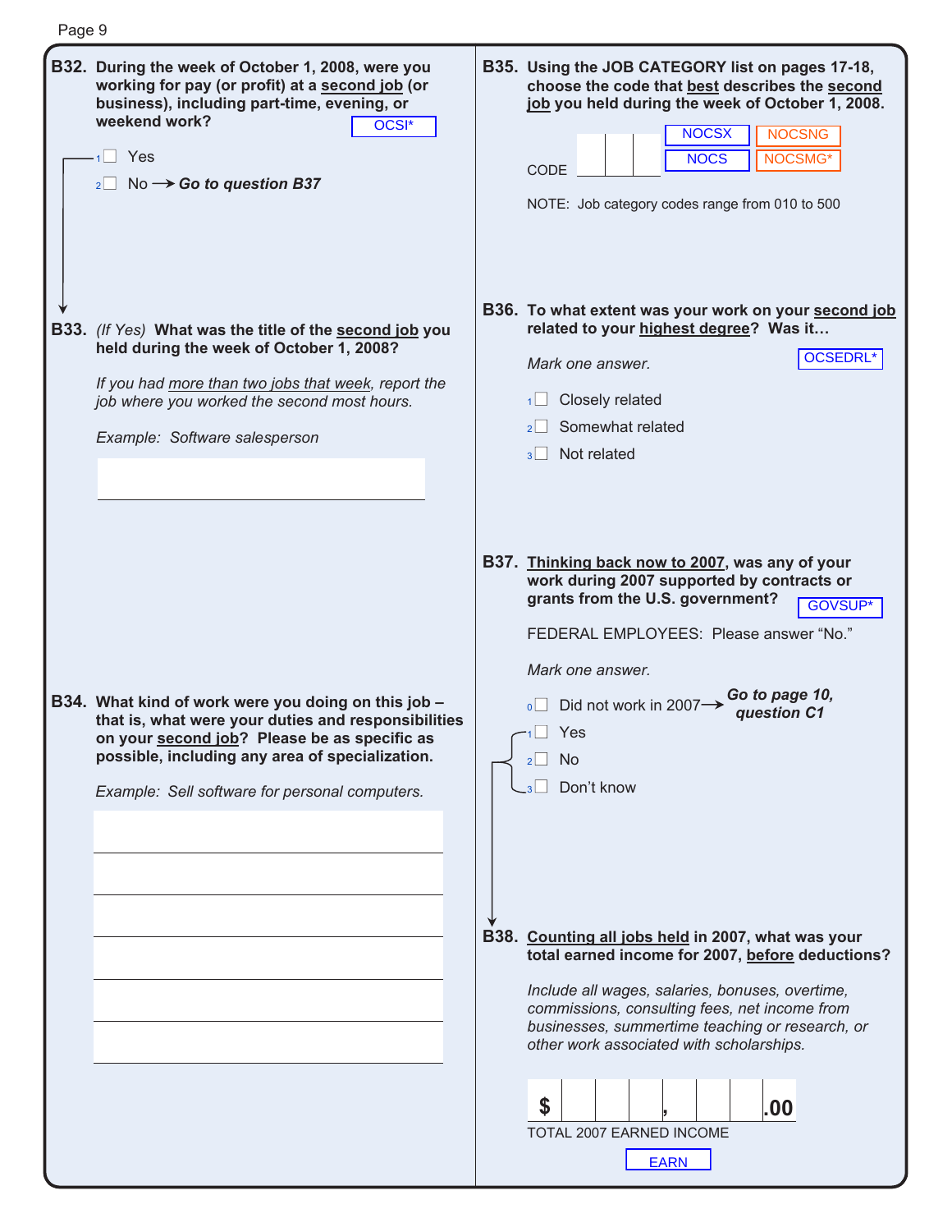**B32. During the week of October 1, 2008, were you working for pay (or profit) at a <u>second job</u> (or business), including part-time, evening, or weekend work?** OCSI*

1 ☐ Yes

2 ☐ No → ***Go to question B37***

**B33.** *(If Yes)* **What was the title of the <u>second job</u> you held during the week of October 1, 2008?**

*If you had <u>more than two jobs that week</u>, report the job where you worked the second most hours.*

*Example: Software salesperson*

______________________________

**B34. What kind of work were you doing on this job – that is, what were your duties and responsibilities on your <u>second job</u>? Please be as specific as possible, including any area of specialization.**

*Example: Sell software for personal computers.*

______________________________

______________________________

______________________________

______________________________

______________________________

______________________________

**B35. Using the JOB CATEGORY list on pages 17-18, choose the code that <u>best</u> describes the <u>second job</u> you held during the week of October 1, 2008.**

NOCSX NOCSNG NOCS NOCSMG*

CODE ☐☐☐

NOTE: Job category codes range from 010 to 500

**B36. To what extent was your work on your <u>second job</u> related to your <u>highest degree</u>? Was it…**

*Mark one answer.* OCSEDRL*

1 ☐ Closely related

2 ☐ Somewhat related

3 ☐ Not related

**B37. <u>Thinking back now to 2007</u>, was any of your work during 2007 supported by contracts or grants from the U.S. government?** GOVSUP*

FEDERAL EMPLOYEES: Please answer "No."

*Mark one answer.*

0 ☐ Did not work in 2007 → ***Go to page 10, question C1***

1 ☐ Yes

2 ☐ No

3 ☐ Don't know

**B38. <u>Counting all jobs held</u> in 2007, what was your total earned income for 2007, <u>before</u> deductions?**

*Include all wages, salaries, bonuses, overtime, commissions, consulting fees, net income from businesses, summertime teaching or research, or other work associated with scholarships.*

$ ☐☐☐,☐☐☐.00

TOTAL 2007 EARNED INCOME

EARN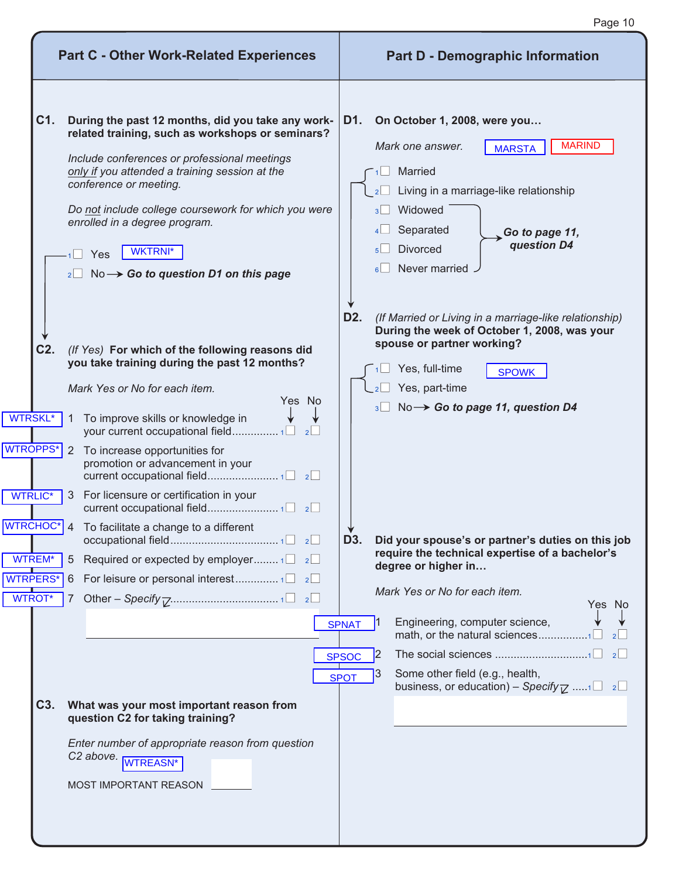## Part C - Other Work-Related Experiences

**C1. During the past 12 months, did you take any work-related training, such as workshops or seminars?**

*Include conferences or professional meetings only if you attended a training session at the conference or meeting.*

*Do not include college coursework for which you were enrolled in a degree program.*

WKTRNI*

1 ☐ Yes

2 ☐ No → ***Go to question D1 on this page***

**C2.** *(If Yes)* **For which of the following reasons did you take training during the past 12 months?**

*Mark Yes or No for each item.*

| | | | Yes | No |
|---|---|---|---|---|
| WTRSKL* | 1 | To improve skills or knowledge in your current occupational field | 1 ☐ | 2 ☐ |
| WTROPPS* | 2 | To increase opportunities for promotion or advancement in your current occupational field | 1 ☐ | 2 ☐ |
| WTRLIC* | 3 | For licensure or certification in your current occupational field | 1 ☐ | 2 ☐ |
| WTRCHOC* | 4 | To facilitate a change to a different occupational field | 1 ☐ | 2 ☐ |
| WTREM* | 5 | Required or expected by employer | 1 ☐ | 2 ☐ |
| WTRPERS* | 6 | For leisure or personal interest | 1 ☐ | 2 ☐ |
| WTROT* | 7 | Other – *Specify* | 1 ☐ | 2 ☐ |

**C3. What was your most important reason from question C2 for taking training?**

*Enter number of appropriate reason from question C2 above.* WTREASN*

MOST IMPORTANT REASON ______

## Part D - Demographic Information

**D1. On October 1, 2008, were you…**

*Mark one answer.* MARSTA MARIND

1 ☐ Married

2 ☐ Living in a marriage-like relationship

3 ☐ Widowed

4 ☐ Separated

5 ☐ Divorced

6 ☐ Never married

(Widowed, Separated, Divorced, Never married) → ***Go to page 11, question D4***

**D2.** *(If Married or Living in a marriage-like relationship)* **During the week of October 1, 2008, was your spouse or partner working?**

SPOWK

1 ☐ Yes, full-time

2 ☐ Yes, part-time

3 ☐ No → ***Go to page 11, question D4***

**D3. Did your spouse's or partner's duties on this job require the technical expertise of a bachelor's degree or higher in…**

*Mark Yes or No for each item.*

| | | | Yes | No |
|---|---|---|---|---|
| SPNAT | 1 | Engineering, computer science, math, or the natural sciences | 1 ☐ | 2 ☐ |
| SPSOC | 2 | The social sciences | 1 ☐ | 2 ☐ |
| SPOT | 3 | Some other field (e.g., health, business, or education) – *Specify* | 1 ☐ | 2 ☐ |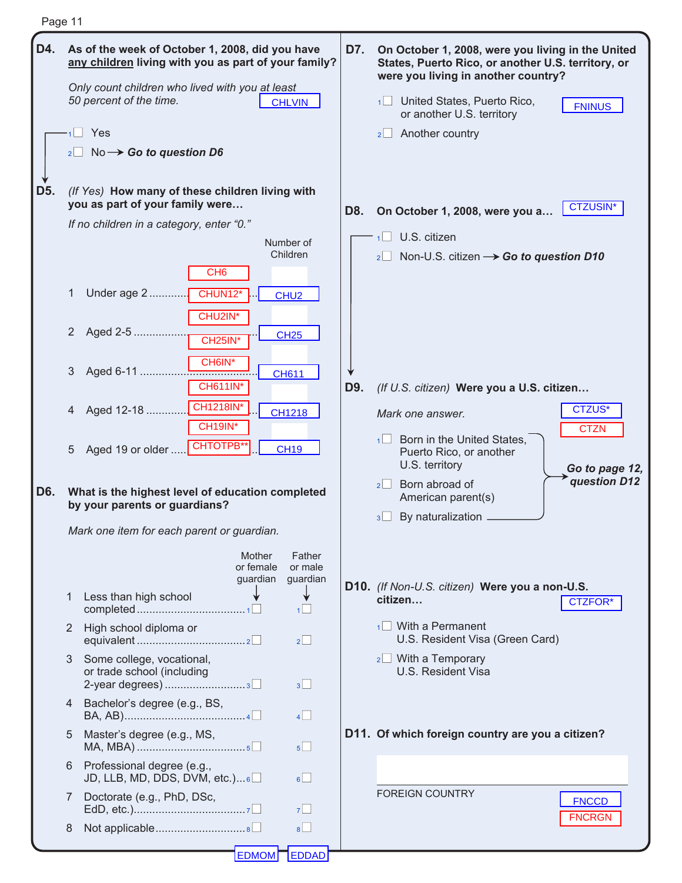**D4. As of the week of October 1, 2008, did you have any children living with you as part of your family?**

*Only count children who lived with you at least 50 percent of the time.* CHLVIN

1 ☐ Yes

2 ☐ No → ***Go to question D6***

**D5.** *(If Yes)* **How many of these children living with you as part of your family were…**

*If no children in a category, enter "0."*

| | | | Number of Children |
|---|---|---|---|
| | | CH6 | |
| 1 | Under age 2 | CHUN12* | CHU2 |
| | | CHU2IN* | |
| 2 | Aged 2-5 | CH25IN* | CH25 |
| | | CH6IN* | |
| 3 | Aged 6-11 | CH611IN* | CH611 |
| 4 | Aged 12-18 | CH1218IN* | CH1218 |
| | | CH19IN* | |
| 5 | Aged 19 or older | CHTOTPB** | CH19 |

**D6. What is the highest level of education completed by your parents or guardians?**

*Mark one item for each parent or guardian.*

| | | Mother or female guardian | Father or male guardian |
|---|---|---|---|
| 1 | Less than high school completed | 1 ☐ | 1 ☐ |
| 2 | High school diploma or equivalent | 2 ☐ | 2 ☐ |
| 3 | Some college, vocational, or trade school (including 2-year degrees) | 3 ☐ | 3 ☐ |
| 4 | Bachelor's degree (e.g., BS, BA, AB) | 4 ☐ | 4 ☐ |
| 5 | Master's degree (e.g., MS, MA, MBA) | 5 ☐ | 5 ☐ |
| 6 | Professional degree (e.g., JD, LLB, MD, DDS, DVM, etc.) | 6 ☐ | 6 ☐ |
| 7 | Doctorate (e.g., PhD, DSc, EdD, etc.) | 7 ☐ | 7 ☐ |
| 8 | Not applicable | 8 ☐ | 8 ☐ |
| | | EDMOM | EDDAD |

**D7. On October 1, 2008, were you living in the United States, Puerto Rico, or another U.S. territory, or were you living in another country?** FNINUS

1 ☐ United States, Puerto Rico, or another U.S. territory

2 ☐ Another country

**D8. On October 1, 2008, were you a…** CTZUSIN*

1 ☐ U.S. citizen

2 ☐ Non-U.S. citizen → ***Go to question D10***

**D9.** *(If U.S. citizen)* **Were you a U.S. citizen…**

*Mark one answer.* CTZUS* CTZN

1 ☐ Born in the United States, Puerto Rico, or another U.S. territory

2 ☐ Born abroad of American parent(s)

3 ☐ By naturalization

→ ***Go to page 12, question D12***

**D10.** *(If Non-U.S. citizen)* **Were you a non-U.S. citizen…** CTZFOR*

1 ☐ With a Permanent U.S. Resident Visa (Green Card)

2 ☐ With a Temporary U.S. Resident Visa

**D11. Of which foreign country are you a citizen?**

FOREIGN COUNTRY

FNCCD

FNCRGN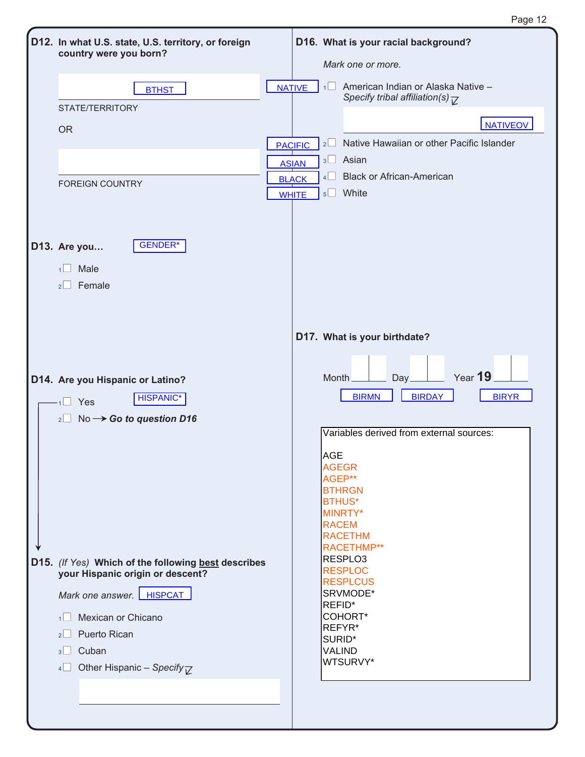**D12. In what U.S. state, U.S. territory, or foreign country were you born?**

BTHST

STATE/TERRITORY

OR

FOREIGN COUNTRY

**D13. Are you…** GENDER*

1 ☐ Male

2 ☐ Female

**D14. Are you Hispanic or Latino?** HISPANIC*

1 ☐ Yes

2 ☐ No → ***Go to question D16***

**D15.** *(If Yes)* **Which of the following best describes your Hispanic origin or descent?**

*Mark one answer.* HISPCAT

1 ☐ Mexican or Chicano

2 ☐ Puerto Rican

3 ☐ Cuban

4 ☐ Other Hispanic – *Specify*

**D16. What is your racial background?**

*Mark one or more.*

NATIVE 1 ☐ American Indian or Alaska Native – *Specify tribal affiliation(s)*

NATIVEOV

PACIFIC 2 ☐ Native Hawaiian or other Pacific Islander

ASIAN 3 ☐ Asian

BLACK 4 ☐ Black or African-American

WHITE 5 ☐ White

**D17. What is your birthdate?**

Month ___ Day ___ Year **19** ___

BIRMN BIRDAY BIRYR

Variables derived from external sources:

AGE
AGEGR
AGEP**
BTHRGN
BTHUS*
MINRTY*
RACEM
RACETHM
RACETHMP**
RESPLO3
RESPLOC
RESPLCUS
SRVMODE*
REFID*
COHORT*
REFYR*
SURID*
VALIND
WTSURVY*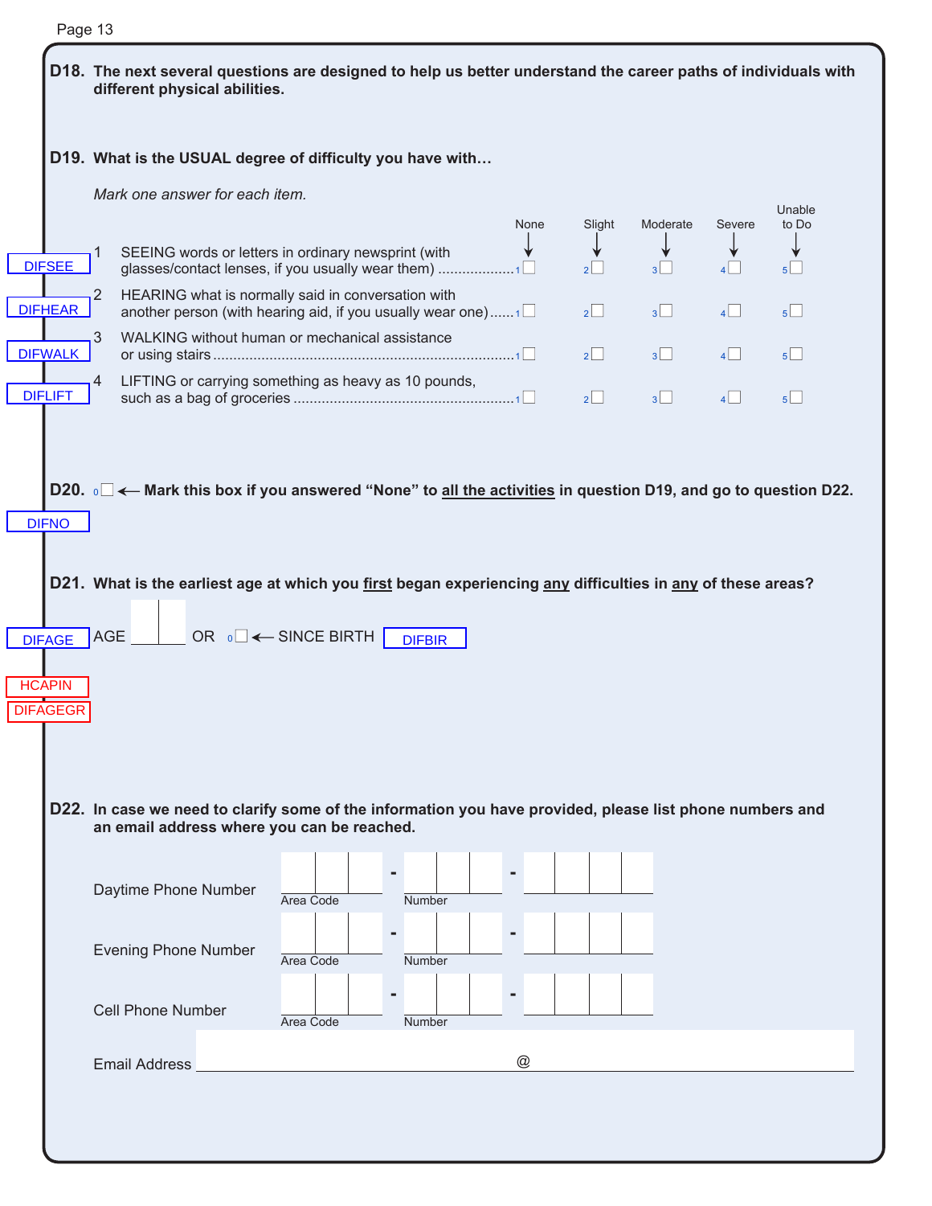**D18. The next several questions are designed to help us better understand the career paths of individuals with different physical abilities.**

**D19. What is the USUAL degree of difficulty you have with…**

*Mark one answer for each item.*

| | | None | Slight | Moderate | Severe | Unable to Do |
|---|---|---|---|---|---|---|
| DIFSEE | 1 SEEING words or letters in ordinary newsprint (with glasses/contact lenses, if you usually wear them) | 1 ☐ | 2 ☐ | 3 ☐ | 4 ☐ | 5 ☐ |
| DIFHEAR | 2 HEARING what is normally said in conversation with another person (with hearing aid, if you usually wear one) | 1 ☐ | 2 ☐ | 3 ☐ | 4 ☐ | 5 ☐ |
| DIFWALK | 3 WALKING without human or mechanical assistance or using stairs | 1 ☐ | 2 ☐ | 3 ☐ | 4 ☐ | 5 ☐ |
| DIFLIFT | 4 LIFTING or carrying something as heavy as 10 pounds, such as a bag of groceries | 1 ☐ | 2 ☐ | 3 ☐ | 4 ☐ | 5 ☐ |

**D20.** 0 ☐ ← **Mark this box if you answered "None" to all the activities in question D19, and go to question D22.**

DIFNO

**D21. What is the earliest age at which you first began experiencing any difficulties in any of these areas?**

DIFAGE AGE ☐☐ OR 0 ☐ ← SINCE BIRTH DIFBIR

HCAPIN

DIFAGEGR

**D22. In case we need to clarify some of the information you have provided, please list phone numbers and an email address where you can be reached.**

Daytime Phone Number ☐☐☐ - ☐☐☐ - ☐☐☐☐
Area Code Number

Evening Phone Number ☐☐☐ - ☐☐☐ - ☐☐☐☐
Area Code Number

Cell Phone Number ☐☐☐ - ☐☐☐ - ☐☐☐☐
Area Code Number

Email Address ____________________ @ ____________________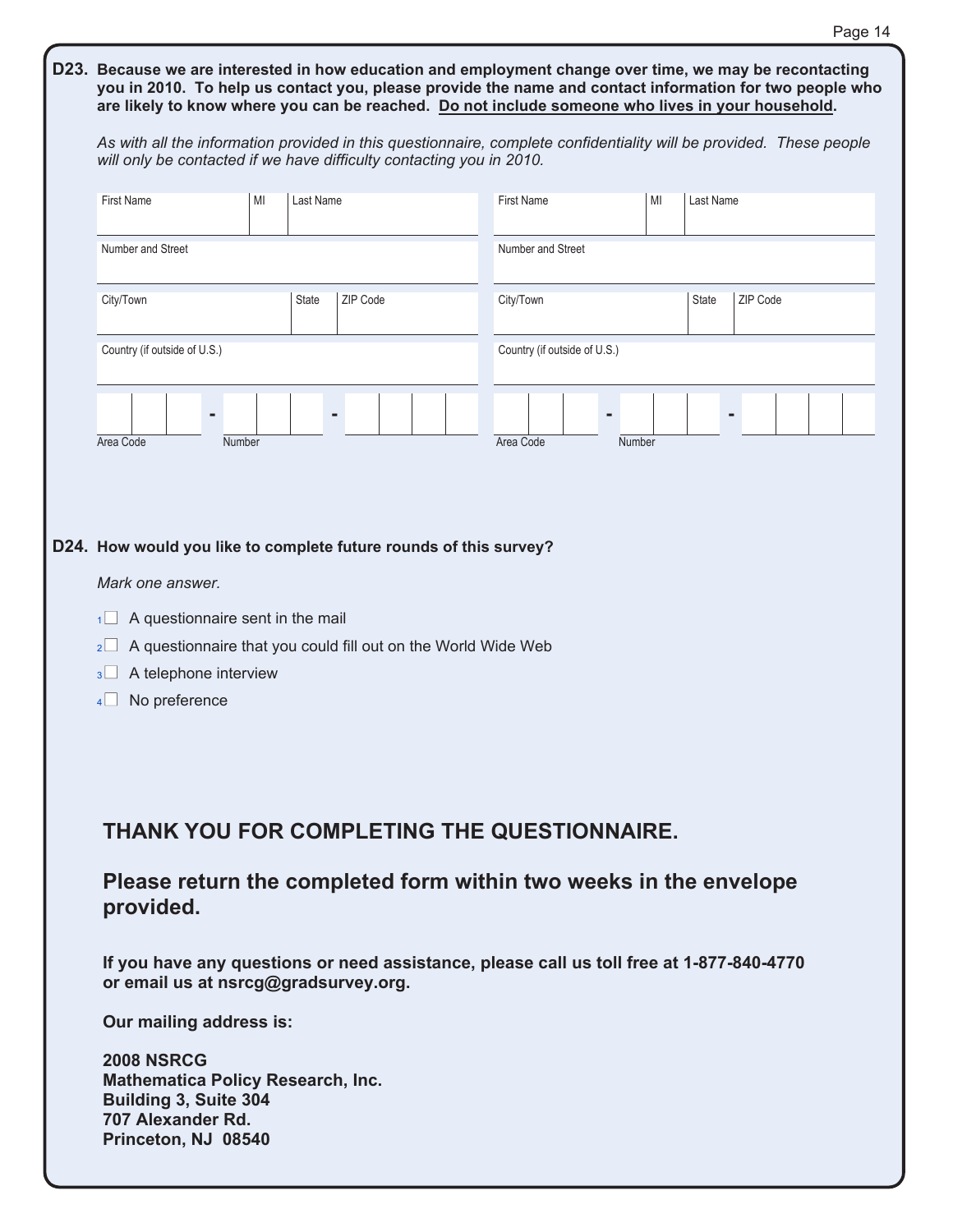**D23. Because we are interested in how education and employment change over time, we may be recontacting you in 2010. To help us contact you, please provide the name and contact information for two people who are likely to know where you can be reached. Do not include someone who lives in your household.**

*As with all the information provided in this questionnaire, complete confidentiality will be provided. These people will only be contacted if we have difficulty contacting you in 2010.*

| First Name | MI | Last Name |
|---|---|---|
| | | |

| Number and Street |
|---|
| |

| City/Town | State | ZIP Code |
|---|---|---|
| | | |

| Country (if outside of U.S.) |
|---|
| |

Area Code ___ - Number ___ - ___

| First Name | MI | Last Name |
|---|---|---|
| | | |

| Number and Street |
|---|
| |

| City/Town | State | ZIP Code |
|---|---|---|
| | | |

| Country (if outside of U.S.) |
|---|
| |

Area Code ___ - Number ___ - ___

**D24. How would you like to complete future rounds of this survey?**

*Mark one answer.*

- 1 ☐ A questionnaire sent in the mail
- 2 ☐ A questionnaire that you could fill out on the World Wide Web
- 3 ☐ A telephone interview
- 4 ☐ No preference

## THANK YOU FOR COMPLETING THE QUESTIONNAIRE.

## Please return the completed form within two weeks in the envelope provided.

**If you have any questions or need assistance, please call us toll free at 1-877-840-4770 or email us at nsrcg@gradsurvey.org.**

**Our mailing address is:**

**2008 NSRCG**
**Mathematica Policy Research, Inc.**
**Building 3, Suite 304**
**707 Alexander Rd.**
**Princeton, NJ 08540**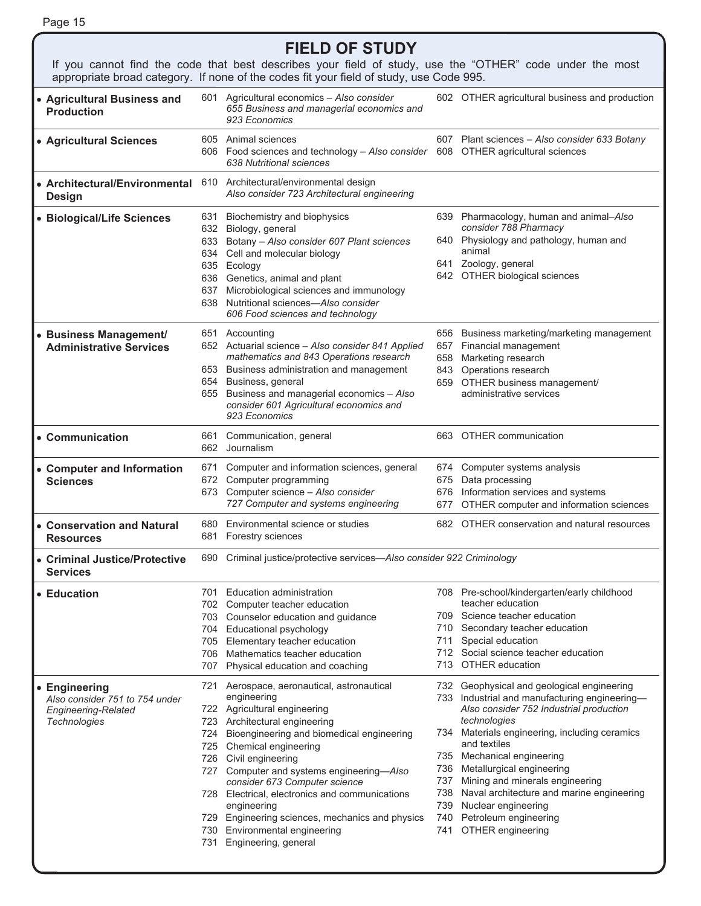# FIELD OF STUDY

If you cannot find the code that best describes your field of study, use the "OTHER" code under the most appropriate broad category. If none of the codes fit your field of study, use Code 995.

| | | |
|---|---|---|
| • **Agricultural Business and Production** | 601 Agricultural economics – *Also consider 655 Business and managerial economics and 923 Economics* | 602 OTHER agricultural business and production |
| • **Agricultural Sciences** | 605 Animal sciences<br>606 Food sciences and technology – *Also consider 638 Nutritional sciences* | 607 Plant sciences – *Also consider 633 Botany*<br>608 OTHER agricultural sciences |
| • **Architectural/Environmental Design** | 610 Architectural/environmental design *Also consider 723 Architectural engineering* | |
| • **Biological/Life Sciences** | 631 Biochemistry and biophysics<br>632 Biology, general<br>633 Botany – *Also consider 607 Plant sciences*<br>634 Cell and molecular biology<br>635 Ecology<br>636 Genetics, animal and plant<br>637 Microbiological sciences and immunology<br>638 Nutritional sciences—*Also consider 606 Food sciences and technology* | 639 Pharmacology, human and animal–*Also consider 788 Pharmacy*<br>640 Physiology and pathology, human and animal<br>641 Zoology, general<br>642 OTHER biological sciences |
| • **Business Management/ Administrative Services** | 651 Accounting<br>652 Actuarial science – *Also consider 841 Applied mathematics and 843 Operations research*<br>653 Business administration and management<br>654 Business, general<br>655 Business and managerial economics – *Also consider 601 Agricultural economics and 923 Economics* | 656 Business marketing/marketing management<br>657 Financial management<br>658 Marketing research<br>843 Operations research<br>659 OTHER business management/ administrative services |
| • **Communication** | 661 Communication, general<br>662 Journalism | 663 OTHER communication |
| • **Computer and Information Sciences** | 671 Computer and information sciences, general<br>672 Computer programming<br>673 Computer science – *Also consider 727 Computer and systems engineering* | 674 Computer systems analysis<br>675 Data processing<br>676 Information services and systems<br>677 OTHER computer and information sciences |
| • **Conservation and Natural Resources** | 680 Environmental science or studies<br>681 Forestry sciences | 682 OTHER conservation and natural resources |
| • **Criminal Justice/Protective Services** | 690 Criminal justice/protective services—*Also consider 922 Criminology* | |
| • **Education** | 701 Education administration<br>702 Computer teacher education<br>703 Counselor education and guidance<br>704 Educational psychology<br>705 Elementary teacher education<br>706 Mathematics teacher education<br>707 Physical education and coaching | 708 Pre-school/kindergarten/early childhood teacher education<br>709 Science teacher education<br>710 Secondary teacher education<br>711 Special education<br>712 Social science teacher education<br>713 OTHER education |
| • **Engineering** *Also consider 751 to 754 under Engineering-Related Technologies* | 721 Aerospace, aeronautical, astronautical engineering<br>722 Agricultural engineering<br>723 Architectural engineering<br>724 Bioengineering and biomedical engineering<br>725 Chemical engineering<br>726 Civil engineering<br>727 Computer and systems engineering—*Also consider 673 Computer science*<br>728 Electrical, electronics and communications engineering<br>729 Engineering sciences, mechanics and physics<br>730 Environmental engineering<br>731 Engineering, general | 732 Geophysical and geological engineering<br>733 Industrial and manufacturing engineering—*Also consider 752 Industrial production technologies*<br>734 Materials engineering, including ceramics and textiles<br>735 Mechanical engineering<br>736 Metallurgical engineering<br>737 Mining and minerals engineering<br>738 Naval architecture and marine engineering<br>739 Nuclear engineering<br>740 Petroleum engineering<br>741 OTHER engineering |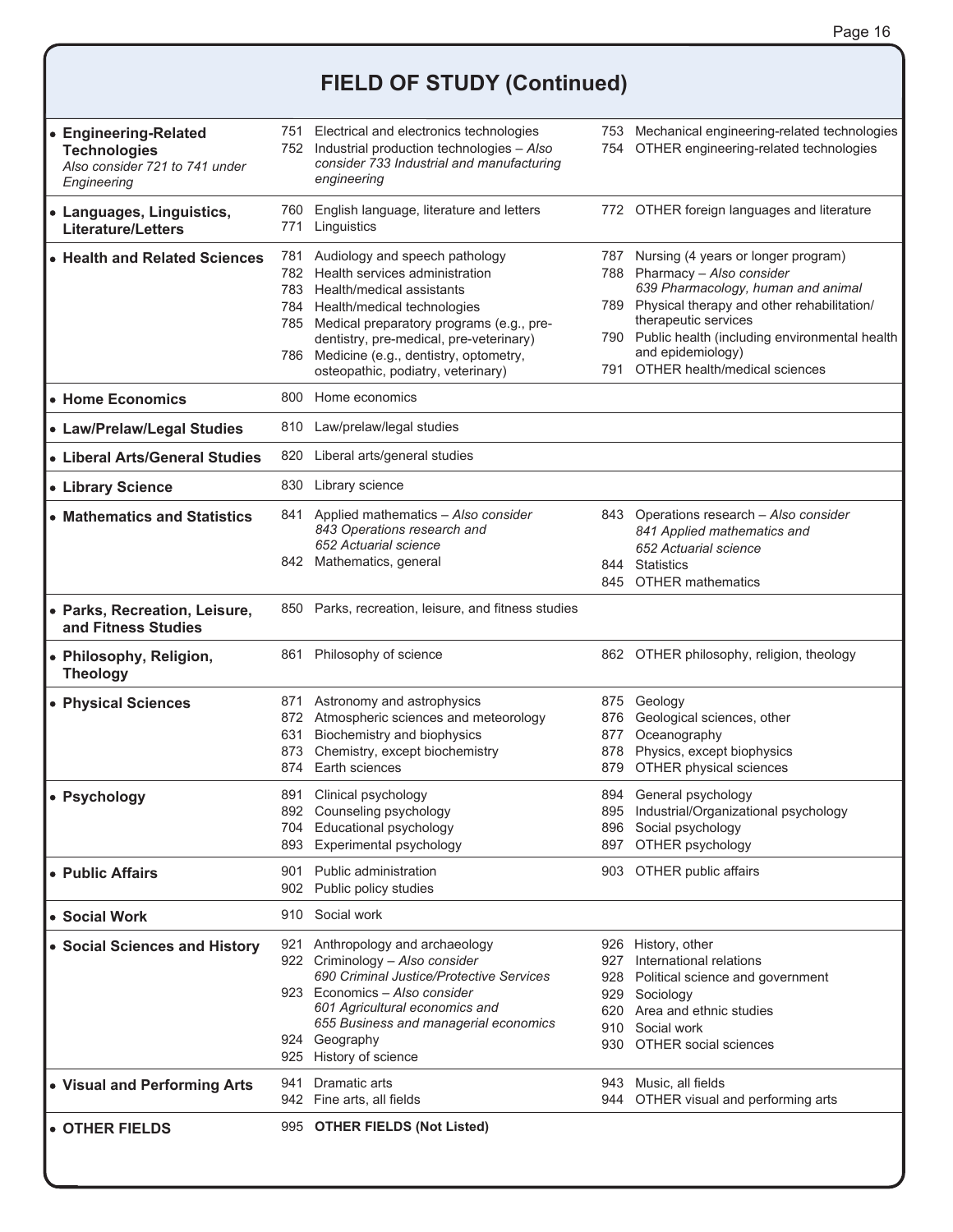# FIELD OF STUDY (Continued)

| | | |
|---|---|---|
| • **Engineering-Related Technologies** *Also consider 721 to 741 under Engineering* | 751 Electrical and electronics technologies<br>752 Industrial production technologies – *Also consider 733 Industrial and manufacturing engineering* | 753 Mechanical engineering-related technologies<br>754 OTHER engineering-related technologies |
| • **Languages, Linguistics, Literature/Letters** | 760 English language, literature and letters<br>771 Linguistics | 772 OTHER foreign languages and literature |
| • **Health and Related Sciences** | 781 Audiology and speech pathology<br>782 Health services administration<br>783 Health/medical assistants<br>784 Health/medical technologies<br>785 Medical preparatory programs (e.g., pre-dentistry, pre-medical, pre-veterinary)<br>786 Medicine (e.g., dentistry, optometry, osteopathic, podiatry, veterinary) | 787 Nursing (4 years or longer program)<br>788 Pharmacy – *Also consider 639 Pharmacology, human and animal*<br>789 Physical therapy and other rehabilitation/therapeutic services<br>790 Public health (including environmental health and epidemiology)<br>791 OTHER health/medical sciences |
| • **Home Economics** | 800 Home economics | |
| • **Law/Prelaw/Legal Studies** | 810 Law/prelaw/legal studies | |
| • **Liberal Arts/General Studies** | 820 Liberal arts/general studies | |
| • **Library Science** | 830 Library science | |
| • **Mathematics and Statistics** | 841 Applied mathematics – *Also consider 843 Operations research and 652 Actuarial science*<br>842 Mathematics, general | 843 Operations research – *Also consider 841 Applied mathematics and 652 Actuarial science*<br>844 Statistics<br>845 OTHER mathematics |
| • **Parks, Recreation, Leisure, and Fitness Studies** | 850 Parks, recreation, leisure, and fitness studies | |
| • **Philosophy, Religion, Theology** | 861 Philosophy of science | 862 OTHER philosophy, religion, theology |
| • **Physical Sciences** | 871 Astronomy and astrophysics<br>872 Atmospheric sciences and meteorology<br>631 Biochemistry and biophysics<br>873 Chemistry, except biochemistry<br>874 Earth sciences | 875 Geology<br>876 Geological sciences, other<br>877 Oceanography<br>878 Physics, except biophysics<br>879 OTHER physical sciences |
| • **Psychology** | 891 Clinical psychology<br>892 Counseling psychology<br>704 Educational psychology<br>893 Experimental psychology | 894 General psychology<br>895 Industrial/Organizational psychology<br>896 Social psychology<br>897 OTHER psychology |
| • **Public Affairs** | 901 Public administration<br>902 Public policy studies | 903 OTHER public affairs |
| • **Social Work** | 910 Social work | |
| • **Social Sciences and History** | 921 Anthropology and archaeology<br>922 Criminology – *Also consider 690 Criminal Justice/Protective Services*<br>923 Economics – *Also consider 601 Agricultural economics and 655 Business and managerial economics*<br>924 Geography<br>925 History of science | 926 History, other<br>927 International relations<br>928 Political science and government<br>929 Sociology<br>620 Area and ethnic studies<br>910 Social work<br>930 OTHER social sciences |
| • **Visual and Performing Arts** | 941 Dramatic arts<br>942 Fine arts, all fields | 943 Music, all fields<br>944 OTHER visual and performing arts |
| • **OTHER FIELDS** | 995 **OTHER FIELDS (Not Listed)** | |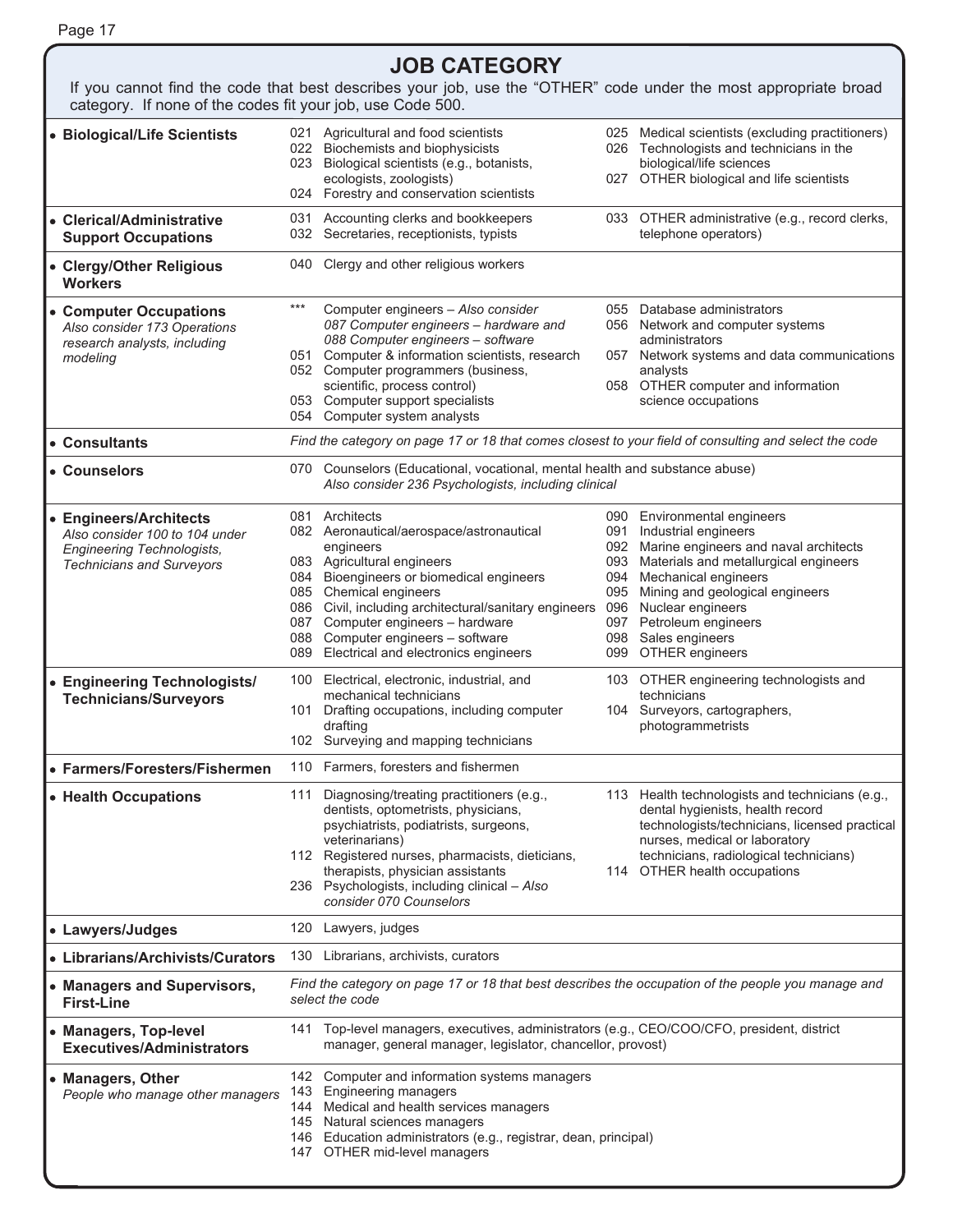## JOB CATEGORY

If you cannot find the code that best describes your job, use the "OTHER" code under the most appropriate broad category. If none of the codes fit your job, use Code 500.

| | | |
|---|---|---|
| • **Biological/Life Scientists** | 021 Agricultural and food scientists<br>022 Biochemists and biophysicists<br>023 Biological scientists (e.g., botanists, ecologists, zoologists)<br>024 Forestry and conservation scientists | 025 Medical scientists (excluding practitioners)<br>026 Technologists and technicians in the biological/life sciences<br>027 OTHER biological and life scientists |
| • **Clerical/Administrative Support Occupations** | 031 Accounting clerks and bookkeepers<br>032 Secretaries, receptionists, typists | 033 OTHER administrative (e.g., record clerks, telephone operators) |
| • **Clergy/Other Religious Workers** | 040 Clergy and other religious workers | |
| • **Computer Occupations**<br>*Also consider 173 Operations research analysts, including modeling* | *** Computer engineers – *Also consider 087 Computer engineers – hardware and 088 Computer engineers – software*<br>051 Computer & information scientists, research<br>052 Computer programmers (business, scientific, process control)<br>053 Computer support specialists<br>054 Computer system analysts | 055 Database administrators<br>056 Network and computer systems administrators<br>057 Network systems and data communications analysts<br>058 OTHER computer and information science occupations |
| • **Consultants** | *Find the category on page 17 or 18 that comes closest to your field of consulting and select the code* | |
| • **Counselors** | 070 Counselors (Educational, vocational, mental health and substance abuse)<br>*Also consider 236 Psychologists, including clinical* | |
| • **Engineers/Architects**<br>*Also consider 100 to 104 under Engineering Technologists, Technicians and Surveyors* | 081 Architects<br>082 Aeronautical/aerospace/astronautical engineers<br>083 Agricultural engineers<br>084 Bioengineers or biomedical engineers<br>085 Chemical engineers<br>086 Civil, including architectural/sanitary engineers<br>087 Computer engineers – hardware<br>088 Computer engineers – software<br>089 Electrical and electronics engineers | 090 Environmental engineers<br>091 Industrial engineers<br>092 Marine engineers and naval architects<br>093 Materials and metallurgical engineers<br>094 Mechanical engineers<br>095 Mining and geological engineers<br>096 Nuclear engineers<br>097 Petroleum engineers<br>098 Sales engineers<br>099 OTHER engineers |
| • **Engineering Technologists/ Technicians/Surveyors** | 100 Electrical, electronic, industrial, and mechanical technicians<br>101 Drafting occupations, including computer drafting<br>102 Surveying and mapping technicians | 103 OTHER engineering technologists and technicians<br>104 Surveyors, cartographers, photogrammetrists |
| • **Farmers/Foresters/Fishermen** | 110 Farmers, foresters and fishermen | |
| • **Health Occupations** | 111 Diagnosing/treating practitioners (e.g., dentists, optometrists, physicians, psychiatrists, podiatrists, surgeons, veterinarians)<br>112 Registered nurses, pharmacists, dieticians, therapists, physician assistants<br>236 Psychologists, including clinical – *Also consider 070 Counselors* | 113 Health technologists and technicians (e.g., dental hygienists, health record technologists/technicians, licensed practical nurses, medical or laboratory technicians, radiological technicians)<br>114 OTHER health occupations |
| • **Lawyers/Judges** | 120 Lawyers, judges | |
| • **Librarians/Archivists/Curators** | 130 Librarians, archivists, curators | |
| • **Managers and Supervisors, First-Line** | *Find the category on page 17 or 18 that best describes the occupation of the people you manage and select the code* | |
| • **Managers, Top-level Executives/Administrators** | 141 Top-level managers, executives, administrators (e.g., CEO/COO/CFO, president, district manager, general manager, legislator, chancellor, provost) | |
| • **Managers, Other**<br>*People who manage other managers* | 142 Computer and information systems managers<br>143 Engineering managers<br>144 Medical and health services managers<br>145 Natural sciences managers<br>146 Education administrators (e.g., registrar, dean, principal)<br>147 OTHER mid-level managers | |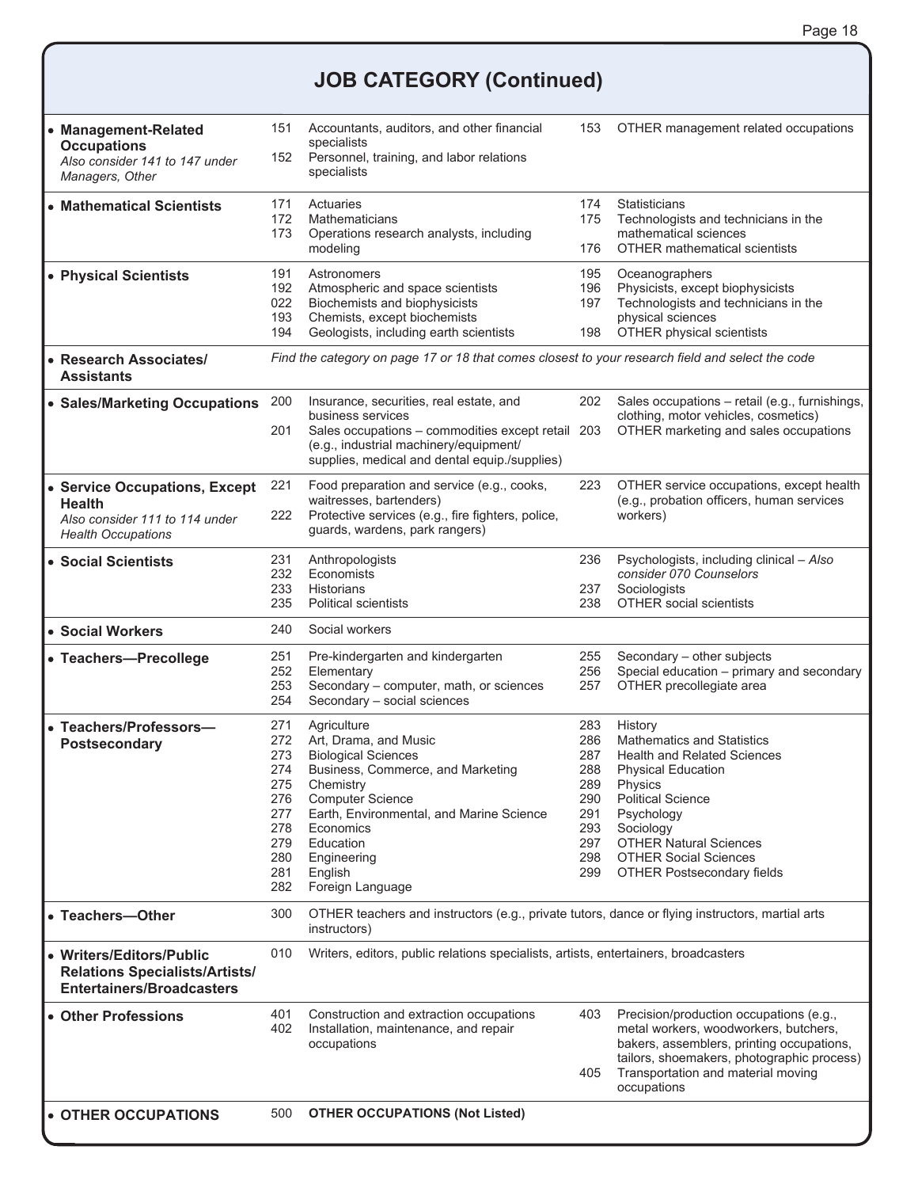# JOB CATEGORY (Continued)

| | | | | |
|---|---|---|---|---|
| • **Management-Related Occupations** *Also consider 141 to 147 under Managers, Other* | 151 | Accountants, auditors, and other financial specialists | 153 | OTHER management related occupations |
| | 152 | Personnel, training, and labor relations specialists | | |
| • **Mathematical Scientists** | 171 | Actuaries | 174 | Statisticians |
| | 172 | Mathematicians | 175 | Technologists and technicians in the mathematical sciences |
| | 173 | Operations research analysts, including modeling | 176 | OTHER mathematical scientists |
| • **Physical Scientists** | 191 | Astronomers | 195 | Oceanographers |
| | 192 | Atmospheric and space scientists | 196 | Physicists, except biophysicists |
| | 022 | Biochemists and biophysicists | 197 | Technologists and technicians in the physical sciences |
| | 193 | Chemists, except biochemists | | |
| | 194 | Geologists, including earth scientists | 198 | OTHER physical scientists |
| • **Research Associates/ Assistants** | *Find the category on page 17 or 18 that comes closest to your research field and select the code* | | | |
| • **Sales/Marketing Occupations** | 200 | Insurance, securities, real estate, and business services | 202 | Sales occupations – retail (e.g., furnishings, clothing, motor vehicles, cosmetics) |
| | 201 | Sales occupations – commodities except retail (e.g., industrial machinery/equipment/ supplies, medical and dental equip./supplies) | 203 | OTHER marketing and sales occupations |
| • **Service Occupations, Except Health** *Also consider 111 to 114 under Health Occupations* | 221 | Food preparation and service (e.g., cooks, waitresses, bartenders) | 223 | OTHER service occupations, except health (e.g., probation officers, human services workers) |
| | 222 | Protective services (e.g., fire fighters, police, guards, wardens, park rangers) | | |
| • **Social Scientists** | 231 | Anthropologists | 236 | Psychologists, including clinical – *Also consider 070 Counselors* |
| | 232 | Economists | | |
| | 233 | Historians | 237 | Sociologists |
| | 235 | Political scientists | 238 | OTHER social scientists |
| • **Social Workers** | 240 | Social workers | | |
| • **Teachers—Precollege** | 251 | Pre-kindergarten and kindergarten | 255 | Secondary – other subjects |
| | 252 | Elementary | 256 | Special education – primary and secondary |
| | 253 | Secondary – computer, math, or sciences | 257 | OTHER precollegiate area |
| | 254 | Secondary – social sciences | | |
| • **Teachers/Professors— Postsecondary** | 271 | Agriculture | 283 | History |
| | 272 | Art, Drama, and Music | 286 | Mathematics and Statistics |
| | 273 | Biological Sciences | 287 | Health and Related Sciences |
| | 274 | Business, Commerce, and Marketing | 288 | Physical Education |
| | 275 | Chemistry | 289 | Physics |
| | 276 | Computer Science | 290 | Political Science |
| | 277 | Earth, Environmental, and Marine Science | 291 | Psychology |
| | 278 | Economics | 293 | Sociology |
| | 279 | Education | 297 | OTHER Natural Sciences |
| | 280 | Engineering | 298 | OTHER Social Sciences |
| | 281 | English | 299 | OTHER Postsecondary fields |
| | 282 | Foreign Language | | |
| • **Teachers—Other** | 300 | OTHER teachers and instructors (e.g., private tutors, dance or flying instructors, martial arts instructors) | | |
| • **Writers/Editors/Public Relations Specialists/Artists/ Entertainers/Broadcasters** | 010 | Writers, editors, public relations specialists, artists, entertainers, broadcasters | | |
| • **Other Professions** | 401 | Construction and extraction occupations | 403 | Precision/production occupations (e.g., metal workers, woodworkers, butchers, bakers, assemblers, printing occupations, tailors, shoemakers, photographic process) |
| | 402 | Installation, maintenance, and repair occupations | 405 | Transportation and material moving occupations |
| • **OTHER OCCUPATIONS** | 500 | **OTHER OCCUPATIONS (Not Listed)** | | |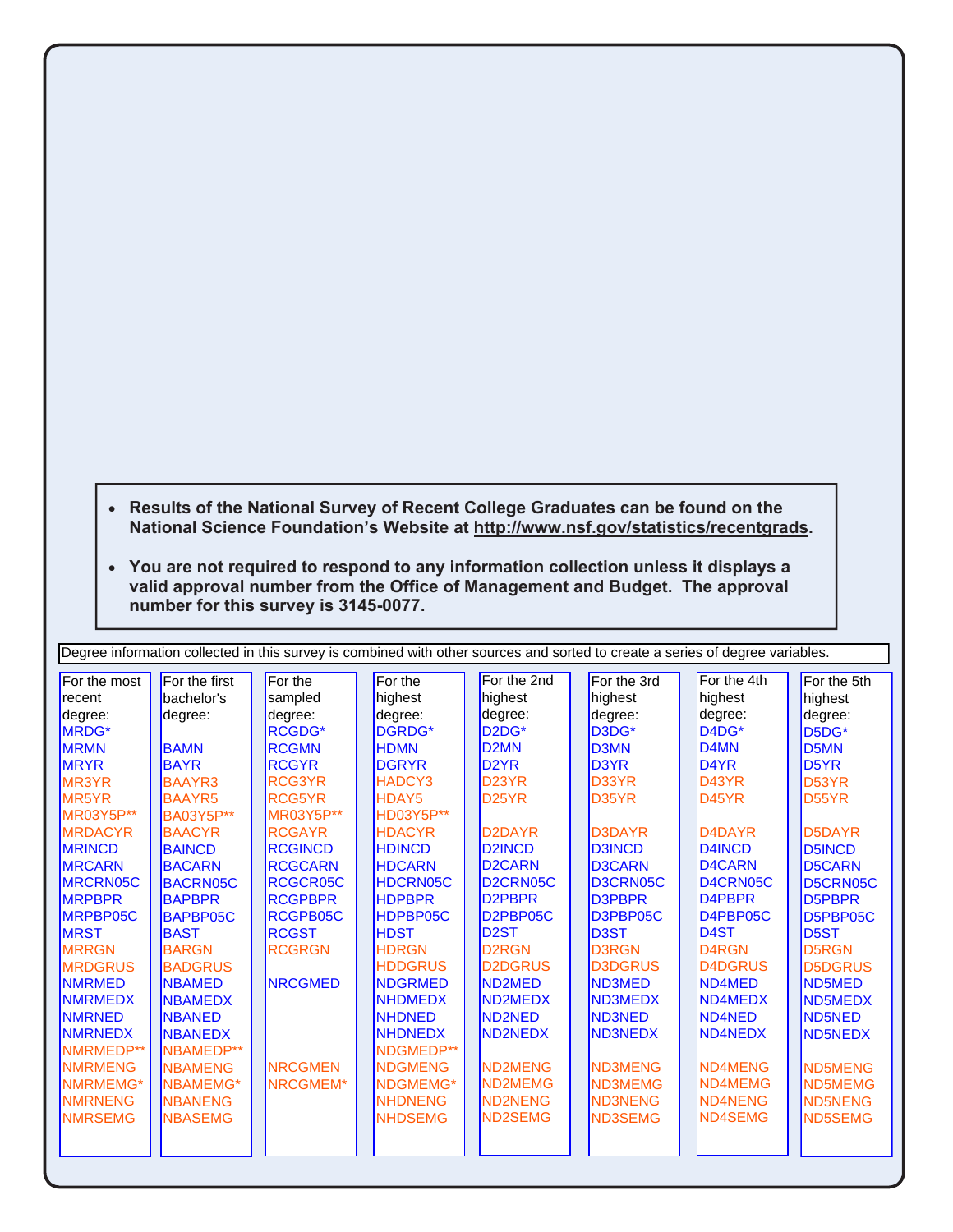- **Results of the National Survey of Recent College Graduates can be found on the National Science Foundation's Website at http://www.nsf.gov/statistics/recentgrads.**

- **You are not required to respond to any information collection unless it displays a valid approval number from the Office of Management and Budget. The approval number for this survey is 3145-0077.**

Degree information collected in this survey is combined with other sources and sorted to create a series of degree variables.

| For the most recent degree: | For the first bachelor's degree: | For the sampled degree: | For the highest degree: | For the 2nd highest degree: | For the 3rd highest degree: | For the 4th highest degree: | For the 5th highest degree: |
|---|---|---|---|---|---|---|---|
| MRDG* | | RCGDG* | DGRDG* | D2DG* | D3DG* | D4DG* | D5DG* |
| MRMN | BAMN | RCGMN | HDMN | D2MN | D3MN | D4MN | D5MN |
| MRYR | BAYR | RCGYR | DGRYR | D2YR | D3YR | D4YR | D5YR |
| MR3YR | BAAYR3 | RCG3YR | HADCY3 | D23YR | D33YR | D43YR | D53YR |
| MR5YR | BAAYR5 | RCG5YR | HDAY5 | D25YR | D35YR | D45YR | D55YR |
| MR03Y5P** | BA03Y5P** | MR03Y5P** | HD03Y5P** | | | | |
| MRDACYR | BAACYR | RCGAYR | HDACYR | D2DAYR | D3DAYR | D4DAYR | D5DAYR |
| MRINCD | BAINCD | RCGINCD | HDINCD | D2INCD | D3INCD | D4INCD | D5INCD |
| MRCARN | BACARN | RCGCARN | HDCARN | D2CARN | D3CARN | D4CARN | D5CARN |
| MRCRN05C | BACRN05C | RCGCR05C | HDCRN05C | D2CRN05C | D3CRN05C | D4CRN05C | D5CRN05C |
| MRPBPR | BAPBPR | RCGPBPR | HDPBPR | D2PBPR | D3PBPR | D4PBPR | D5PBPR |
| MRPBP05C | BAPBP05C | RCGPB05C | HDPBP05C | D2PBP05C | D3PBP05C | D4PBP05C | D5PBP05C |
| MRST | BAST | RCGST | HDST | D2ST | D3ST | D4ST | D5ST |
| MRRGN | BARGN | RCGRGN | HDRGN | D2RGN | D3RGN | D4RGN | D5RGN |
| MRDGRUS | BADGRUS | | HDDGRUS | D2DGRUS | D3DGRUS | D4DGRUS | D5DGRUS |
| NMRMED | NBAMED | NRCGMED | NDGRMED | ND2MED | ND3MED | ND4MED | ND5MED |
| NMRMEDX | NBAMEDX | | NHDMEDX | ND2MEDX | ND3MEDX | ND4MEDX | ND5MEDX |
| NMRNED | NBANED | | NHDNED | ND2NED | ND3NED | ND4NED | ND5NED |
| NMRNEDX | NBANEDX | | NHDNEDX | ND2NEDX | ND3NEDX | ND4NEDX | ND5NEDX |
| NMRMEDP** | NBAMEDP** | | NDGMEDP** | | | | |
| NMRMENG | NBAMENG | NRCGMEN | NDGMENG | ND2MENG | ND3MENG | ND4MENG | ND5MENG |
| NMRMEMG* | NBAMEMG* | NRCGMEM* | NDGMEMG* | ND2MEMG | ND3MEMG | ND4MEMG | ND5MEMG |
| NMRNENG | NBANENG | | NHDNENG | ND2NENG | ND3NENG | ND4NENG | ND5NENG |
| NMRSEMG | NBASEMG | | NHDSEMG | ND2SEMG | ND3SEMG | ND4SEMG | ND5SEMG |